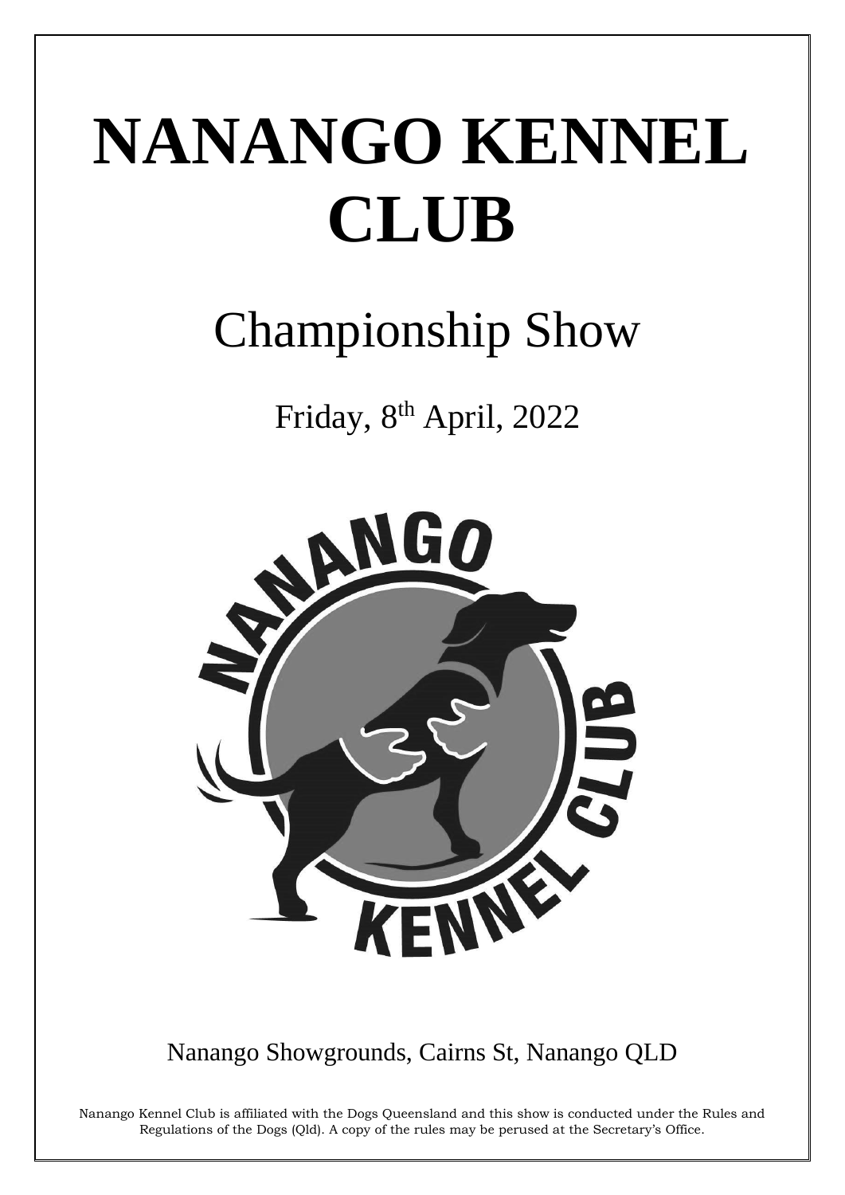# NANANGO KENNEL CLUB

## Championship Show

Friday, 8th April, 2022

Nanango Showgrounds, Cairns St, Nanango QLD

Nanango Kennel Club is affiliated with the Dogs Queensland and this show is conducted under the Rules and Regulations of the Dogs (Qld). A copy of the rules may be perused at the Secretary's Office.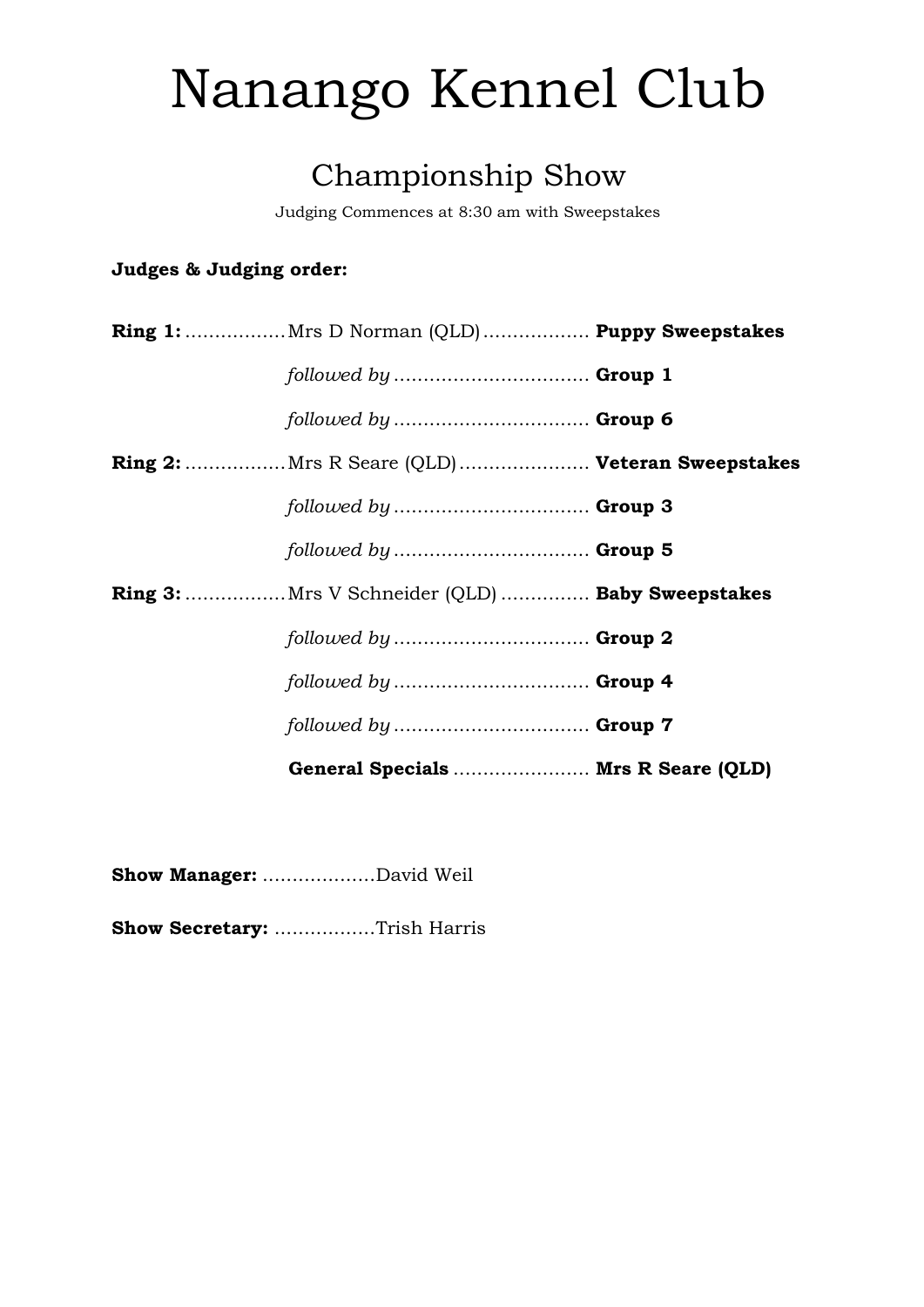# Nanango Kennel Club

## Championship Show

Judging Commences at 8:30 am with Sweepstakes

**Judges & Judging order:**

**Ring 1:** ................. Mrs D Norman (QLD) .................. **Puppy Sweepstakes**

*followed by* ................................. **Group 1**

*followed by* ................................. **Group 6**

**Ring 2:** ................. Mrs R Seare (QLD) ...................... **Veteran Sweepstakes**

*followed by* ................................. **Group 3**

*followed by* ................................. **Group 5**

**Ring 3:** ................. Mrs V Schneider (QLD) ............... **Baby Sweepstakes**

*followed by* ................................. **Group 2**

*followed by* ................................. **Group 4**

*followed by* ................................. **Group 7**

**General Specials** ....................... **Mrs R Seare (QLD)**

**Show Manager:** ...................David Weil

**Show Secretary:** .................Trish Harris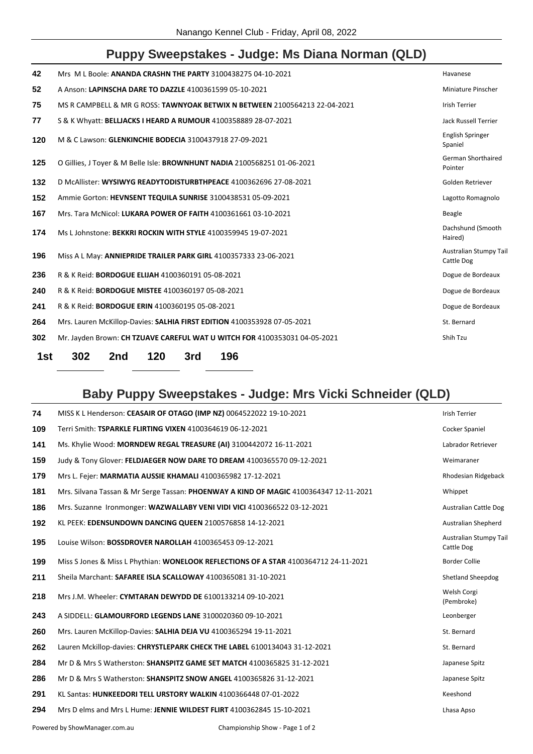## Puppy Sweepstakes - Judge: Ms Diana Norman (QLD)

| | | |
|---|---|---|
| 42 | Mrs M L Boole: **ANANDA CRASHN THE PARTY** 3100438275 04-10-2021 | Havanese |
| 52 | A Anson: **LAPINSCHA DARE TO DAZZLE** 4100361599 05-10-2021 | Miniature Pinscher |
| 75 | MS R CAMPBELL & MR G ROSS: **TAWNYOAK BETWIX N BETWEEN** 2100564213 22-04-2021 | Irish Terrier |
| 77 | S & K Whyatt: **BELLJACKS I HEARD A RUMOUR** 4100358889 28-07-2021 | Jack Russell Terrier |
| 120 | M & C Lawson: **GLENKINCHIE BODECIA** 3100437918 27-09-2021 | English Springer Spaniel |
| 125 | O Gillies, J Toyer & M Belle Isle: **BROWNHUNT NADIA** 2100568251 01-06-2021 | German Shorthaired Pointer |
| 132 | D McAllister: **WYSIWYG READYTODISTURBTHPEACE** 4100362696 27-08-2021 | Golden Retriever |
| 152 | Ammie Gorton: **HEVNSENT TEQUILA SUNRISE** 3100438531 05-09-2021 | Lagotto Romagnolo |
| 167 | Mrs. Tara McNicol: **LUKARA POWER OF FAITH** 4100361661 03-10-2021 | Beagle |
| 174 | Ms L Johnstone: **BEKKRI ROCKIN WITH STYLE** 4100359945 19-07-2021 | Dachshund (Smooth Haired) |
| 196 | Miss A L May: **ANNIEPRIDE TRAILER PARK GIRL** 4100357333 23-06-2021 | Australian Stumpy Tail Cattle Dog |
| 236 | R & K Reid: **BORDOGUE ELIJAH** 4100360191 05-08-2021 | Dogue de Bordeaux |
| 240 | R & K Reid: **BORDOGUE MISTEE** 4100360197 05-08-2021 | Dogue de Bordeaux |
| 241 | R & K Reid: **BORDOGUE ERIN** 4100360195 05-08-2021 | Dogue de Bordeaux |
| 264 | Mrs. Lauren McKillop-Davies: **SALHIA FIRST EDITION** 4100353928 07-05-2021 | St. Bernard |
| 302 | Mr. Jayden Brown: **CH TZUAVE CAREFUL WAT U WITCH FOR** 4100353031 04-05-2021 | Shih Tzu |

**1st** 302 **2nd** 120 **3rd** 196

## Baby Puppy Sweepstakes - Judge: Mrs Vicki Schneider (QLD)

| | | |
|---|---|---|
| 74 | MISS K L Henderson: **CEASAIR OF OTAGO (IMP NZ)** 0064522022 19-10-2021 | Irish Terrier |
| 109 | Terri Smith: **TSPARKLE FLIRTING VIXEN** 4100364619 06-12-2021 | Cocker Spaniel |
| 141 | Ms. Khylie Wood: **MORNDEW REGAL TREASURE (AI)** 3100442072 16-11-2021 | Labrador Retriever |
| 159 | Judy & Tony Glover: **FELDJAEGER NOW DARE TO DREAM** 4100365570 09-12-2021 | Weimaraner |
| 179 | Mrs L. Fejer: **MARMATIA AUSSIE KHAMALI** 4100365982 17-12-2021 | Rhodesian Ridgeback |
| 181 | Mrs. Silvana Tassan & Mr Serge Tassan: **PHOENWAY A KIND OF MAGIC** 4100364347 12-11-2021 | Whippet |
| 186 | Mrs. Suzanne Ironmonger: **WAZWALLABY VENI VIDI VICI** 4100366522 03-12-2021 | Australian Cattle Dog |
| 192 | KL PEEK: **EDENSUNDOWN DANCING QUEEN** 2100576858 14-12-2021 | Australian Shepherd |
| 195 | Louise Wilson: **BOSSDROVER NAROLLAH** 4100365453 09-12-2021 | Australian Stumpy Tail Cattle Dog |
| 199 | Miss S Jones & Miss L Phythian: **WONELOOK REFLECTIONS OF A STAR** 4100364712 24-11-2021 | Border Collie |
| 211 | Sheila Marchant: **SAFAREE ISLA SCALLOWAY** 4100365081 31-10-2021 | Shetland Sheepdog |
| 218 | Mrs J.M. Wheeler: **CYMTARAN DEWYDD DE** 6100133214 09-10-2021 | Welsh Corgi (Pembroke) |
| 243 | A SIDDELL: **GLAMOURFORD LEGENDS LANE** 3100020360 09-10-2021 | Leonberger |
| 260 | Mrs. Lauren McKillop-Davies: **SALHIA DEJA VU** 4100365294 19-11-2021 | St. Bernard |
| 262 | Lauren Mckillop-davies: **CHRYSTLEPARK CHECK THE LABEL** 6100134043 31-12-2021 | St. Bernard |
| 284 | Mr D & Mrs S Watherston: **SHANSPITZ GAME SET MATCH** 4100365825 31-12-2021 | Japanese Spitz |
| 286 | Mr D & Mrs S Watherston: **SHANSPITZ SNOW ANGEL** 4100365826 31-12-2021 | Japanese Spitz |
| 291 | KL Santas: **HUNKEEDORI TELL URSTORY WALKIN** 4100366448 07-01-2022 | Keeshond |
| 294 | Mrs D elms and Mrs L Hume: **JENNIE WILDEST FLIRT** 4100362845 15-10-2021 | Lhasa Apso |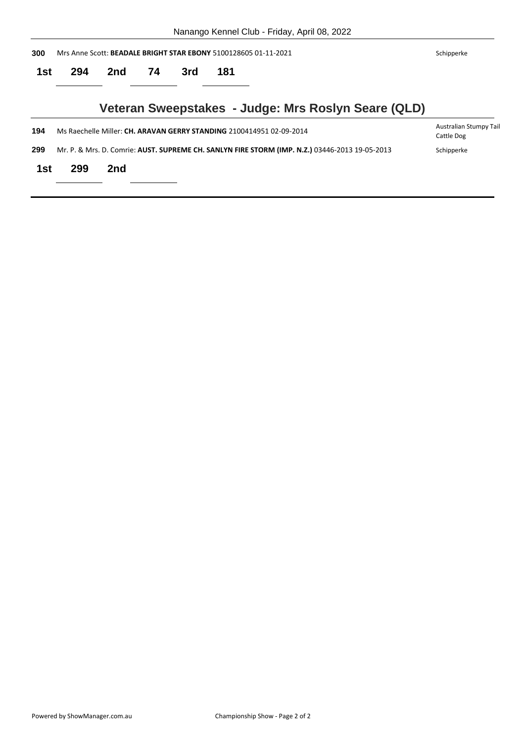**300** Mrs Anne Scott: **BEADALE BRIGHT STAR EBONY** 5100128605 01-11-2021 Schipperke

**1st** 294 **2nd** 74 **3rd** 181

## Veteran Sweepstakes - Judge: Mrs Roslyn Seare (QLD)

**194** Ms Raechelle Miller: **CH. ARAVAN GERRY STANDING** 2100414951 02-09-2014 Australian Stumpy Tail Cattle Dog

**299** Mr. P. & Mrs. D. Comrie: **AUST. SUPREME CH. SANLYN FIRE STORM (IMP. N.Z.)** 03446-2013 19-05-2013 Schipperke

**1st** 299 **2nd**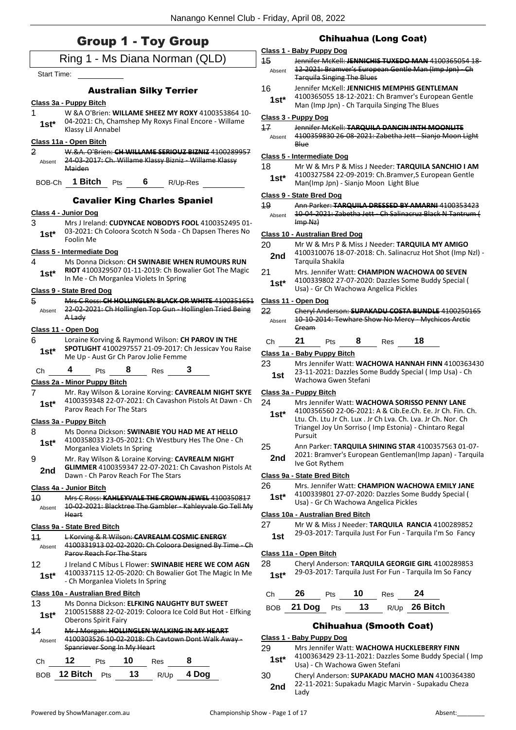# Group 1 - Toy Group

## Ring 1 - Ms Diana Norman (QLD)

Start Time: ___________

### Australian Silky Terrier

**Class 3a - Puppy Bitch**

1 — 1st* — W &A O'Brien: **WILLAME SHEEZ MY ROXY** 4100353864 10-04-2021: Ch, Chamshep My Roxys Final Encore - Willame Klassy Lil Annabel

**Class 11a - Open Bitch**

2 — Absent — ~~W.&A. O'Brien: **CH WILLAME SERIOUZ BIZNIZ** 4100289957 24-03-2017: Ch. Willame Klassy Bizniz - Willame Klassy Maiden~~

BOB-Ch **1 Bitch** Pts **6** R/Up-Res

### Cavalier King Charles Spaniel

**Class 4 - Junior Dog**

3 — 1st* — Mrs J Ireland: **CUDYNCAE NOBODYS FOOL** 4100352495 01-03-2021: Ch Coloora Scotch N Soda - Ch Dapsen Theres No Foolin Me

**Class 5 - Intermediate Dog**

4 — 1st* — Ms Donna Dickson: **CH SWINABIE WHEN RUMOURS RUN RIOT** 4100329507 01-11-2019: Ch Bowalier Got The Magic In Me - Ch Morganlea Violets In Spring

**Class 9 - State Bred Dog**

5 — Absent — ~~Mrs C Ross: **CH HOLLINGLEN BLACK OR WHITE** 4100351651 22-02-2021: Ch Hollinglen Top Gun - Hollinglen Tried Being A Lady~~

**Class 11 - Open Dog**

6 — 1st* — Loraine Korving & Raymond Wilson: **CH PAROV IN THE SPOTLIGHT** 4100297557 21-09-2017: Ch Jessicav You Raise Me Up - Aust Gr Ch Parov Jolie Femme

Ch **4** Pts **8** Res **3**

**Class 2a - Minor Puppy Bitch**

7 — 1st* — Mr. Ray Wilson & Loraine Korving: **CAVREALM NIGHT SKYE** 4100359348 22-07-2021: Ch Cavashon Pistols At Dawn - Ch Parov Reach For The Stars

**Class 3a - Puppy Bitch**

8 — 1st* — Ms Donna Dickson: **SWINABIE YOU HAD ME AT HELLO** 4100358033 23-05-2021: Ch Westbury Hes The One - Ch Morganlea Violets In Spring

9 — 2nd — Mr. Ray Wilson & Loraine Korving: **CAVREALM NIGHT GLIMMER** 4100359347 22-07-2021: Ch Cavashon Pistols At Dawn - Ch Parov Reach For The Stars

**Class 4a - Junior Bitch**

10 — Absent — ~~Mrs C Ross: **KAHLEYVALE THE CROWN JEWEL** 4100350817 10-02-2021: Blacktree The Gambler - Kahleyvale Go Tell My Heart~~

**Class 9a - State Bred Bitch**

11 — Absent — ~~L Korving & R Wilson: **CAVREALM COSMIC ENERGY** 4100331913 02-02-2020: Ch Coloora Designed By Time - Ch Parov Reach For The Stars~~

12 — 1st* — J Ireland C Mibus L Flower: **SWINABIE HERE WE COM AGN** 4100337115 12-05-2020: Ch Bowalier Got The Magic In Me - Ch Morganlea Violets In Spring

**Class 10a - Australian Bred Bitch**

13 — 1st* — Ms Donna Dickson: **ELFKING NAUGHTY BUT SWEET** 2100515888 22-02-2019: Coloora Ice Cold But Hot - Elfking Oberons Spirit Fairy

14 — Absent — ~~Mr J Morgan: **HOLLINGLEN WALKING IN MY HEART** 4100303526 10-02-2018: Ch Cavtown Dont Walk Away - Spanriever Song In My Heart~~

Ch **12** Pts **10** Res **8**

BOB **12 Bitch** Pts **13** R/Up **4 Dog**

### Chihuahua (Long Coat)

**Class 1 - Baby Puppy Dog**

15 — Absent — ~~Jennifer McKell: **JENNICHIS TUXEDO MAN** 4100365054 18-12-2021: Bramver's European Gentle Man (Imp Jpn) - Ch Tarquila Singing The Blues~~

16 — 1st* — Jennifer McKell: **JENNICHIS MEMPHIS GENTLEMAN** 4100365055 18-12-2021: Ch Bramver's European Gentle Man (Imp Jpn) - Ch Tarquila Singing The Blues

**Class 3 - Puppy Dog**

17 — Absent — ~~Jennifer McKell: **TARQUILA DANCIN INTH MOONLITE** 4100359830 26-08-2021: Zabetha Jett - Sianjo Moon Light Blue~~

**Class 5 - Intermediate Dog**

18 — 1st* — Mr W & Mrs P & Miss J Needer: **TARQUILA SANCHIO I AM** 4100327584 22-09-2019: Ch.Bramver,S European Gentle Man(Imp Jpn) - Sianjo Moon Light Blue

**Class 9 - State Bred Dog**

19 — Absent — ~~Ann Parker: **TARQUILA DRESSED BY AMARNI** 4100353423 10-04-2021: Zabetha Jett - Ch Salinacruz Black N Tantrum ( Imp Nz)~~

**Class 10 - Australian Bred Dog**

20 — 2nd — Mr W & Mrs P & Miss J Needer: **TARQUILA MY AMIGO** 4100310076 18-07-2018: Ch. Salinacruz Hot Shot (Imp Nzl) - Tarquila Shakila

21 — 1st* — Mrs. Jennifer Watt: **CHAMPION WACHOWA 00 SEVEN** 4100339802 27-07-2020: Dazzles Some Buddy Special ( Usa) - Gr Ch Wachowa Angelica Pickles

**Class 11 - Open Dog**

22 — Absent — ~~Cheryl Anderson: **SUPAKADU COSTA BUNDLE** 4100250165 10-10-2014: Tewhare Show No Mercy - Mychicos Arctic Cream~~

Ch **21** Pts **8** Res **18**

**Class 1a - Baby Puppy Bitch**

23 — 1st — Mrs Jennifer Watt: **WACHOWA HANNAH FINN** 4100363430 23-11-2021: Dazzles Some Buddy Special ( Imp Usa) - Ch Wachowa Gwen Stefani

**Class 3a - Puppy Bitch**

24 — 1st* — Mrs Jennifer Watt: **WACHOWA SORISSO PENNY LANE** 4100356560 22-06-2021: A & Cib.Ee.Ch. Ee. Jr Ch. Fin. Ch. Ltu. Ch. Ltu Jr Ch. Lux . Jr Ch Lva. Ch. Lva. Jr Ch. Nor. Ch Triangel Joy Un Sorriso ( Imp Estonia) - Chintaro Regal Pursuit

25 — 2nd — Ann Parker: **TARQUILA SHINING STAR** 4100357563 01-07-2021: Bramver's European Gentleman(Imp Japan) - Tarquila Ive Got Rythem

**Class 9a - State Bred Bitch**

26 — 1st* — Mrs. Jennifer Watt: **CHAMPION WACHOWA EMILY JANE** 4100339801 27-07-2020: Dazzles Some Buddy Special ( Usa) - Gr Ch Wachowa Angelica Pickles

**Class 10a - Australian Bred Bitch**

27 — 1st — Mr W & Miss J Needer: **TARQUILA RANCIA** 4100289852 29-03-2017: Tarquila Just For Fun - Tarquila I'm So Fancy

**Class 11a - Open Bitch**

28 — 1st* — Cheryl Anderson: **TARQUILA GEORGIE GIRL** 4100289853 29-03-2017: Tarquila Just For Fun - Tarquila Im So Fancy

Ch **26** Pts **10** Res **24**

BOB **21 Dog** Pts **13** R/Up **26 Bitch**

### Chihuahua (Smooth Coat)

**Class 1 - Baby Puppy Dog**

29 — 1st* — Mrs Jennifer Watt: **WACHOWA HUCKLEBERRY FINN** 4100363429 23-11-2021: Dazzles Some Buddy Special ( Imp Usa) - Ch Wachowa Gwen Stefani

30 — 2nd — Cheryl Anderson: **SUPAKADU MACHO MAN** 4100364380 22-11-2021: Supakadu Magic Marvin - Supakadu Cheza Lady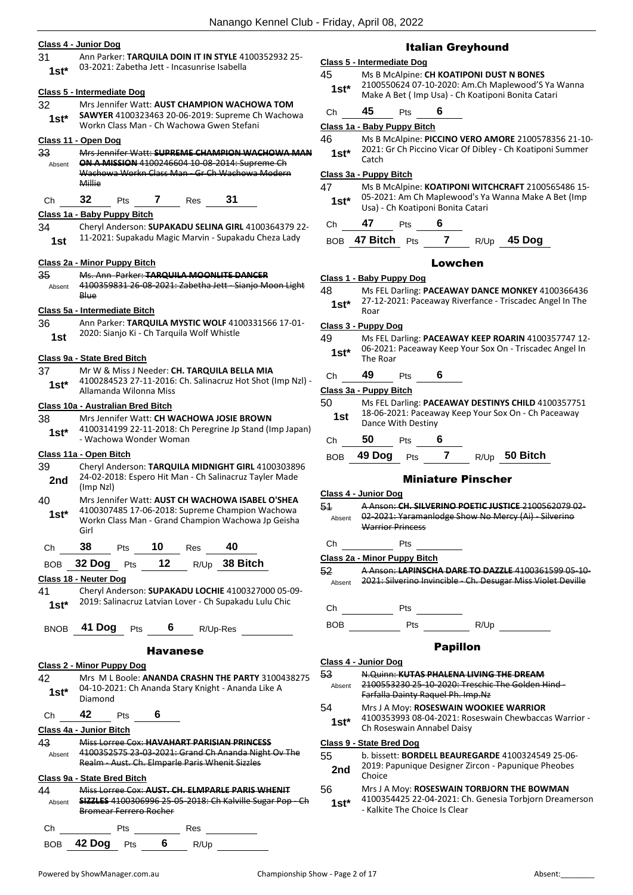**Class 4 - Junior Dog**

31 Ann Parker: **TARQUILA DOIN IT IN STYLE** 4100352932 25-03-2021: Zabetha Jett - Incasunrise Isabella
**1st***

**Class 5 - Intermediate Dog**

32 Mrs Jennifer Watt: **AUST CHAMPION WACHOWA TOM SAWYER** 4100323463 20-06-2019: Supreme Ch Wachowa Workn Class Man - Ch Wachowa Gwen Stefani
**1st***

**Class 11 - Open Dog**

33 ~~Mrs Jennifer Watt: **SUPREME CHAMPION WACHOWA MAN ON A MISSION** 4100246604 10-08-2014: Supreme Ch Wachowa Workn Class Man - Gr Ch Wachowa Modern Millie~~
Absent

Ch **32** Pts **7** Res **31**

**Class 1a - Baby Puppy Bitch**

34 Cheryl Anderson: **SUPAKADU SELINA GIRL** 4100364379 22-11-2021: Supakadu Magic Marvin - Supakadu Cheza Lady
**1st**

**Class 2a - Minor Puppy Bitch**

35 ~~Ms. Ann Parker: **TARQUILA MOONLITE DANCER** 4100359831 26-08-2021: Zabetha Jett - Sianjo Moon Light Blue~~
Absent

**Class 5a - Intermediate Bitch**

36 Ann Parker: **TARQUILA MYSTIC WOLF** 4100331566 17-01-2020: Sianjo Ki - Ch Tarquila Wolf Whistle
**1st**

**Class 9a - State Bred Bitch**

37 Mr W & Miss J Needer: **CH. TARQUILA BELLA MIA** 4100284523 27-11-2016: Ch. Salinacruz Hot Shot (Imp Nzl) - Allamanda Wilonna Miss
**1st***

**Class 10a - Australian Bred Bitch**

38 Mrs Jennifer Watt: **CH WACHOWA JOSIE BROWN** 4100314199 22-11-2018: Ch Peregrine Jp Stand (Imp Japan) - Wachowa Wonder Woman
**1st***

**Class 11a - Open Bitch**

39 Cheryl Anderson: **TARQUILA MIDNIGHT GIRL** 4100303896 24-02-2018: Espero Hit Man - Ch Salinacruz Tayler Made (Imp Nzl)
**2nd**

40 Mrs Jennifer Watt: **AUST CH WACHOWA ISABEL O'SHEA** 4100307485 17-06-2018: Supreme Champion Wachowa Workn Class Man - Grand Champion Wachowa Jp Geisha Girl
**1st***

Ch **38** Pts **10** Res **40**

BOB **32 Dog** Pts **12** R/Up **38 Bitch**

**Class 18 - Neuter Dog**

41 Cheryl Anderson: **SUPAKADU LOCHIE** 4100327000 05-09-2019: Salinacruz Latvian Lover - Ch Supakadu Lulu Chic
**1st***

BNOB **41 Dog** Pts **6** R/Up-Res

## Havanese

**Class 2 - Minor Puppy Dog**

42 Mrs M L Boole: **ANANDA CRASHN THE PARTY** 3100438275 04-10-2021: Ch Ananda Stary Knight - Ananda Like A Diamond
**1st***

Ch **42** Pts **6**

**Class 4a - Junior Bitch**

43 ~~Miss Lorree Cox: **HAVAHART PARISIAN PRINCESS** 4100352575 23-03-2021: Grand Ch Ananda Night Ov The Realm - Aust. Ch. Elmparle Paris Whenit Sizzles~~
Absent

**Class 9a - State Bred Bitch**

44 ~~Miss Lorree Cox: **AUST. CH. ELMPARLE PARIS WHENIT SIZZLES** 4100306996 25-05-2018: Ch Kalville Sugar Pop - Ch Bromear Ferrero Rocher~~
Absent

Ch Pts Res

BOB **42 Dog** Pts **6** R/Up

## Italian Greyhound

**Class 5 - Intermediate Dog**

45 Ms B McAlpine: **CH KOATIPONI DUST N BONES** 2100550624 07-10-2020: Am.Ch Maplewood'S Ya Wanna Make A Bet ( Imp Usa) - Ch Koatiponi Bonita Catari
**1st***

Ch **45** Pts **6**

**Class 1a - Baby Puppy Bitch**

46 Ms B McAlpine: **PICCINO VERO AMORE** 2100578356 21-10-2021: Gr Ch Piccino Vicar Of Dibley - Ch Koatiponi Summer Catch
**1st***

**Class 3a - Puppy Bitch**

47 Ms B McAlpine: **KOATIPONI WITCHCRAFT** 2100565486 15-05-2021: Am Ch Maplewood's Ya Wanna Make A Bet (Imp Usa) - Ch Koatiponi Bonita Catari
**1st***

Ch **47** Pts **6**

BOB **47 Bitch** Pts **7** R/Up **45 Dog**

## Lowchen

**Class 1 - Baby Puppy Dog**

48 Ms FEL Darling: **PACEAWAY DANCE MONKEY** 4100366436 27-12-2021: Paceaway Riverfance - Triscadec Angel In The Roar
**1st***

**Class 3 - Puppy Dog**

49 Ms FEL Darling: **PACEAWAY KEEP ROARIN** 4100357747 12-06-2021: Paceaway Keep Your Sox On - Triscadec Angel In The Roar
**1st***

Ch **49** Pts **6**

**Class 3a - Puppy Bitch**

50 Ms FEL Darling: **PACEAWAY DESTINYS CHILD** 4100357751 18-06-2021: Paceaway Keep Your Sox On - Ch Paceaway Dance With Destiny
**1st**

Ch **50** Pts **6**

BOB **49 Dog** Pts **7** R/Up **50 Bitch**

## Miniature Pinscher

**Class 4 - Junior Dog**

51 ~~A Anson: **CH. SILVERINO POETIC JUSTICE** 2100562079 02-02-2021: Yaramanlodge Show No Mercy (Ai) - Silverino Warrior Princess~~
Absent

Ch Pts

**Class 2a - Minor Puppy Bitch**

52 ~~A Anson: **LAPINSCHA DARE TO DAZZLE** 4100361599 05-10-2021: Silverino Invincible - Ch. Desugar Miss Violet Deville~~
Absent

Ch Pts

BOB Pts R/Up

## Papillon

**Class 4 - Junior Dog**

53 ~~N.Quinn: **KUTAS PHALENA LIVING THE DREAM** 2100553230 25-10-2020: Treschic The Golden Hind - Farfalla Dainty Raquel Ph. Imp.Nz~~
Absent

54 Mrs J A Moy: **ROSESWAIN WOOKIEE WARRIOR** 4100353993 08-04-2021: Roseswain Chewbaccas Warrior - Ch Roseswain Annabel Daisy
**1st***

**Class 9 - State Bred Dog**

55 b. bissett: **BORDELL BEAUREGARDE** 4100324549 25-06-2019: Papunique Designer Zircon - Papunique Pheobes Choice
**2nd**

56 Mrs J A Moy: **ROSESWAIN TORBJORN THE BOWMAN** 4100354425 22-04-2021: Ch. Genesia Torbjorn Dreamerson - Kalkite The Choice Is Clear
**1st***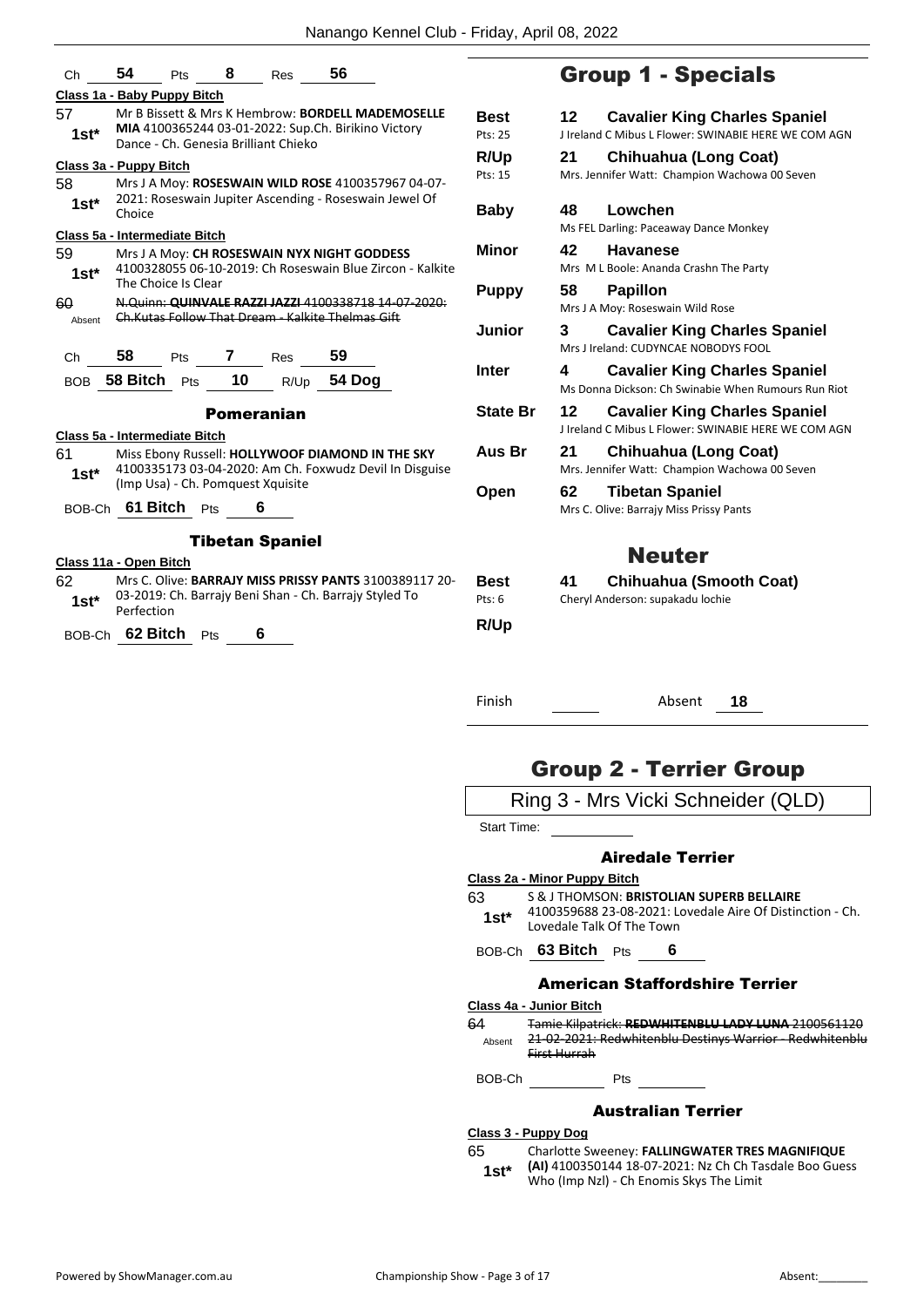| Ch | 54 | Pts | 8 | Res | 56 |
|---|---|---|---|---|---|

**Class 1a - Baby Puppy Bitch**

57 — **1st*** — Mr B Bissett & Mrs K Hembrow: **BORDELL MADEMOSELLE MIA** 4100365244 03-01-2022: Sup.Ch. Birikino Victory Dance - Ch. Genesia Brilliant Chieko

**Class 3a - Puppy Bitch**

58 — **1st*** — Mrs J A Moy: **ROSESWAIN WILD ROSE** 4100357967 04-07-2021: Roseswain Jupiter Ascending - Roseswain Jewel Of Choice

**Class 5a - Intermediate Bitch**

59 — **1st*** — Mrs J A Moy: **CH ROSESWAIN NYX NIGHT GODDESS** 4100328055 06-10-2019: Ch Roseswain Blue Zircon - Kalkite The Choice Is Clear

60 — Absent — ~~N.Quinn: **QUINVALE RAZZI JAZZI** 4100338718 14-07-2020: Ch.Kutas Follow That Dream - Kalkite Thelmas Gift~~

| Ch | 58 | Pts | 7 | Res | 59 |
|---|---|---|---|---|---|
| BOB | 58 Bitch | Pts | 10 | R/Up | 54 Dog |

### Pomeranian

**Class 5a - Intermediate Bitch**

61 — **1st*** — Miss Ebony Russell: **HOLLYWOOF DIAMOND IN THE SKY** 4100335173 03-04-2020: Am Ch. Foxwudz Devil In Disguise (Imp Usa) - Ch. Pomquest Xquisite

BOB-Ch **61 Bitch** Pts **6**

### Tibetan Spaniel

**Class 11a - Open Bitch**

62 — **1st*** — Mrs C. Olive: **BARRAJY MISS PRISSY PANTS** 3100389117 20-03-2019: Ch. Barrajy Beni Shan - Ch. Barrajy Styled To Perfection

BOB-Ch **62 Bitch** Pts **6**

## Group 1 - Specials

| | No. | Breed / Exhibit |
|---|---|---|
| **Best** (Pts: 25) | 12 | **Cavalier King Charles Spaniel** — J Ireland C Mibus L Flower: SWINABIE HERE WE COM AGN |
| **R/Up** (Pts: 15) | 21 | **Chihuahua (Long Coat)** — Mrs. Jennifer Watt: Champion Wachowa 00 Seven |
| **Baby** | 48 | **Lowchen** — Ms FEL Darling: Paceaway Dance Monkey |
| **Minor** | 42 | **Havanese** — Mrs M L Boole: Ananda Crashn The Party |
| **Puppy** | 58 | **Papillon** — Mrs J A Moy: Roseswain Wild Rose |
| **Junior** | 3 | **Cavalier King Charles Spaniel** — Mrs J Ireland: CUDYNCAE NOBODYS FOOL |
| **Inter** | 4 | **Cavalier King Charles Spaniel** — Ms Donna Dickson: Ch Swinabie When Rumours Run Riot |
| **State Br** | 12 | **Cavalier King Charles Spaniel** — J Ireland C Mibus L Flower: SWINABIE HERE WE COM AGN |
| **Aus Br** | 21 | **Chihuahua (Long Coat)** — Mrs. Jennifer Watt: Champion Wachowa 00 Seven |
| **Open** | 62 | **Tibetan Spaniel** — Mrs C. Olive: Barrajy Miss Prissy Pants |

## Neuter

| | No. | Breed / Exhibit |
|---|---|---|
| **Best** (Pts: 6) | 41 | **Chihuahua (Smooth Coat)** — Cheryl Anderson: supakadu lochie |
| **R/Up** | | |

Finish ______ Absent **18**

## Group 2 - Terrier Group

Ring 3 - Mrs Vicki Schneider (QLD)

Start Time: ______

### Airedale Terrier

**Class 2a - Minor Puppy Bitch**

63 — **1st*** — S & J THOMSON: **BRISTOLIAN SUPERB BELLAIRE** 4100359688 23-08-2021: Lovedale Aire Of Distinction - Ch. Lovedale Talk Of The Town

BOB-Ch **63 Bitch** Pts **6**

### American Staffordshire Terrier

**Class 4a - Junior Bitch**

64 — Absent — ~~Tamie Kilpatrick: **REDWHITENBLU LADY LUNA** 2100561120 21-02-2021: Redwhitenblu Destinys Warrior - Redwhitenblu First Hurrah~~

BOB-Ch ______ Pts ______

### Australian Terrier

**Class 3 - Puppy Dog**

65 — **1st*** — Charlotte Sweeney: **FALLINGWATER TRES MAGNIFIQUE (AI)** 4100350144 18-07-2021: Nz Ch Ch Tasdale Boo Guess Who (Imp Nzl) - Ch Enomis Skys The Limit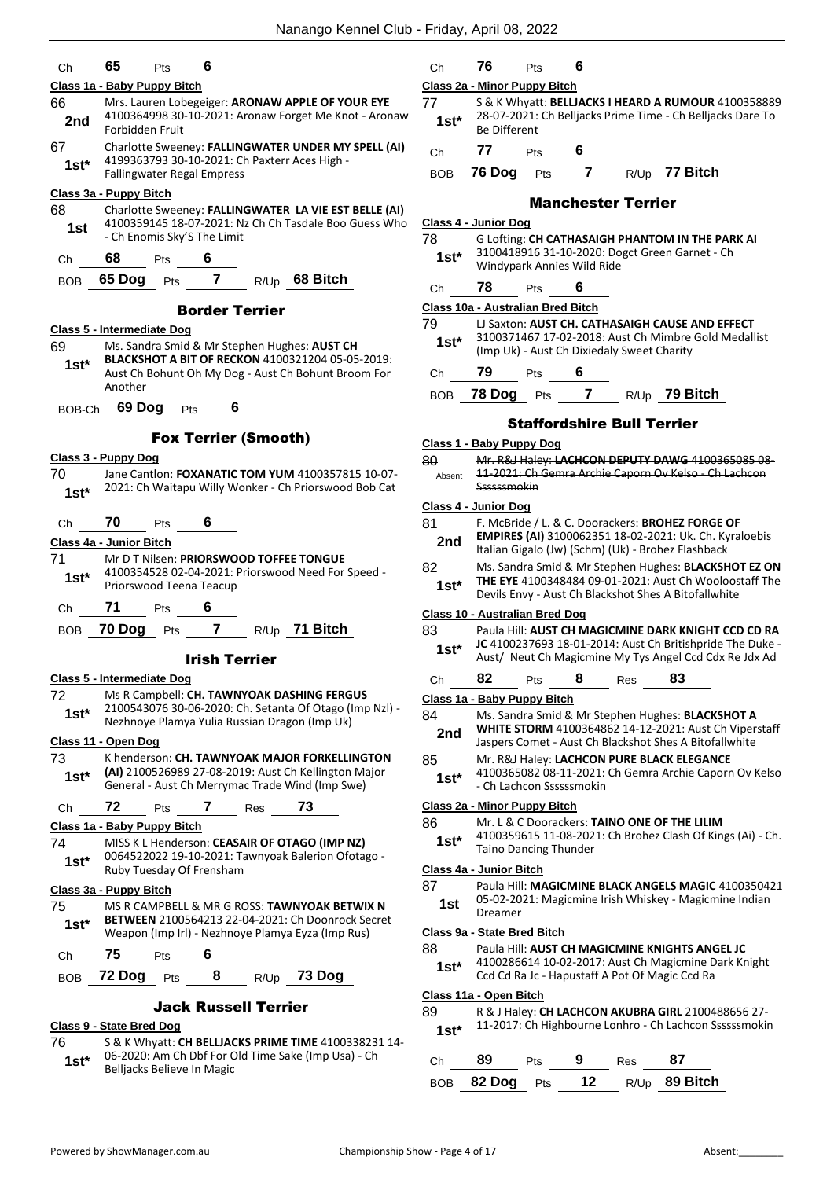Ch **65** Pts **6**

**Class 1a - Baby Puppy Bitch**

66 **2nd** Mrs. Lauren Lobegeiger: **ARONAW APPLE OF YOUR EYE** 4100364998 30-10-2021: Aronaw Forget Me Knot - Aronaw Forbidden Fruit

67 **1st*** Charlotte Sweeney: **FALLINGWATER UNDER MY SPELL (AI)** 4199363793 30-10-2021: Ch Paxterr Aces High - Fallingwater Regal Empress

**Class 3a - Puppy Bitch**

68 **1st** Charlotte Sweeney: **FALLINGWATER LA VIE EST BELLE (AI)** 4100359145 18-07-2021: Nz Ch Ch Tasdale Boo Guess Who - Ch Enomis Sky'S The Limit

Ch **68** Pts **6**

BOB **65 Dog** Pts **7** R/Up **68 Bitch**

## Border Terrier

**Class 5 - Intermediate Dog**

69 **1st*** Ms. Sandra Smid & Mr Stephen Hughes: **AUST CH BLACKSHOT A BIT OF RECKON** 4100321204 05-05-2019: Aust Ch Bohunt Oh My Dog - Aust Ch Bohunt Broom For Another

BOB-Ch **69 Dog** Pts **6**

## Fox Terrier (Smooth)

**Class 3 - Puppy Dog**

70 **1st*** Jane Cantlon: **FOXANATIC TOM YUM** 4100357815 10-07-2021: Ch Waitapu Willy Wonker - Ch Priorswood Bob Cat

Ch **70** Pts **6**

**Class 4a - Junior Bitch**

71 **1st*** Mr D T Nilsen: **PRIORSWOOD TOFFEE TONGUE** 4100354528 02-04-2021: Priorswood Need For Speed - Priorswood Teena Teacup

Ch **71** Pts **6**

BOB **70 Dog** Pts **7** R/Up **71 Bitch**

## Irish Terrier

**Class 5 - Intermediate Dog**

72 **1st*** Ms R Campbell: **CH. TAWNYOAK DASHING FERGUS** 2100543076 30-06-2020: Ch. Setanta Of Otago (Imp Nzl) - Nezhnoye Plamya Yulia Russian Dragon (Imp Uk)

**Class 11 - Open Dog**

73 **1st*** K henderson: **CH. TAWNYOAK MAJOR FORKELLINGTON (AI)** 2100526989 27-08-2019: Aust Ch Kellington Major General - Aust Ch Merrymac Trade Wind (Imp Swe)

Ch **72** Pts **7** Res **73**

**Class 1a - Baby Puppy Bitch**

74 **1st*** MISS K L Henderson: **CEASAIR OF OTAGO (IMP NZ)** 0064522022 19-10-2021: Tawnyoak Balerion Ofotago - Ruby Tuesday Of Frensham

**Class 3a - Puppy Bitch**

75 **1st*** MS R CAMPBELL & MR G ROSS: **TAWNYOAK BETWIX N BETWEEN** 2100564213 22-04-2021: Ch Doonrock Secret Weapon (Imp Irl) - Nezhnoye Plamya Eyza (Imp Rus)

Ch **75** Pts **6**

BOB **72 Dog** Pts **8** R/Up **73 Dog**

## Jack Russell Terrier

**Class 9 - State Bred Dog**

76 **1st*** S & K Whyatt: **CH BELLJACKS PRIME TIME** 4100338231 14-06-2020: Am Ch Dbf For Old Time Sake (Imp Usa) - Ch Belljacks Believe In Magic

Ch **76** Pts **6**

**Class 2a - Minor Puppy Bitch**

77 **1st*** S & K Whyatt: **BELLJACKS I HEARD A RUMOUR** 4100358889 28-07-2021: Ch Belljacks Prime Time - Ch Belljacks Dare To Be Different

Ch **77** Pts **6**

BOB **76 Dog** Pts **7** R/Up **77 Bitch**

## Manchester Terrier

**Class 4 - Junior Dog**

78 **1st*** G Lofting: **CH CATHASAIGH PHANTOM IN THE PARK AI** 3100418916 31-10-2020: Dogct Green Garnet - Ch Windypark Annies Wild Ride

Ch **78** Pts **6**

**Class 10a - Australian Bred Bitch**

79 **1st*** LJ Saxton: **AUST CH. CATHASAIGH CAUSE AND EFFECT** 3100371467 17-02-2018: Aust Ch Mimbre Gold Medallist (Imp Uk) - Aust Ch Dixiedaly Sweet Charity

Ch **79** Pts **6**

BOB **78 Dog** Pts **7** R/Up **79 Bitch**

## Staffordshire Bull Terrier

**Class 1 - Baby Puppy Dog**

80 Absent ~~Mr. R&J Haley: **LACHCON DEPUTY DAWG** 4100365085 08-11-2021: Ch Gemra Archie Caporn Ov Kelso - Ch Lachcon Ssssssmokin~~

**Class 4 - Junior Dog**

81 **2nd** F. McBride / L. & C. Doorackers: **BROHEZ FORGE OF EMPIRES (AI)** 3100062351 18-02-2021: Uk. Ch. Kyraloebis Italian Gigalo (Jw) (Schm) (Uk) - Brohez Flashback

82 **1st*** Ms. Sandra Smid & Mr Stephen Hughes: **BLACKSHOT EZ ON THE EYE** 4100348484 09-01-2021: Aust Ch Wooloostaff The Devils Envy - Aust Ch Blackshot Shes A Bitofallwhite

**Class 10 - Australian Bred Dog**

83 **1st*** Paula Hill: **AUST CH MAGICMINE DARK KNIGHT CCD CD RA JC** 4100237693 18-01-2014: Aust Ch Britishpride The Duke - Aust/ Neut Ch Magicmine My Tys Angel Ccd Cdx Re Jdx Ad

Ch **82** Pts **8** Res **83**

**Class 1a - Baby Puppy Bitch**

84 **2nd** Ms. Sandra Smid & Mr Stephen Hughes: **BLACKSHOT A WHITE STORM** 4100364862 14-12-2021: Aust Ch Viperstaff Jaspers Comet - Aust Ch Blackshot Shes A Bitofallwhite

85 **1st*** Mr. R&J Haley: **LACHCON PURE BLACK ELEGANCE** 4100365082 08-11-2021: Ch Gemra Archie Caporn Ov Kelso - Ch Lachcon Ssssssmokin

**Class 2a - Minor Puppy Bitch**

86 **1st*** Mr. L & C Doorackers: **TAINO ONE OF THE LILIM** 4100359615 11-08-2021: Ch Brohez Clash Of Kings (Ai) - Ch. Taino Dancing Thunder

**Class 4a - Junior Bitch**

87 **1st** Paula Hill: **MAGICMINE BLACK ANGELS MAGIC** 4100350421 05-02-2021: Magicmine Irish Whiskey - Magicmine Indian Dreamer

**Class 9a - State Bred Bitch**

88 **1st*** Paula Hill: **AUST CH MAGICMINE KNIGHTS ANGEL JC** 4100286614 10-02-2017: Aust Ch Magicmine Dark Knight Ccd Cd Ra Jc - Hapustaff A Pot Of Magic Ccd Ra

**Class 11a - Open Bitch**

89 **1st*** R & J Haley: **CH LACHCON AKUBRA GIRL** 2100488656 27-11-2017: Ch Highbourne Lonhro - Ch Lachcon Ssssssmokin

Ch **89** Pts **9** Res **87**

BOB **82 Dog** Pts **12** R/Up **89 Bitch**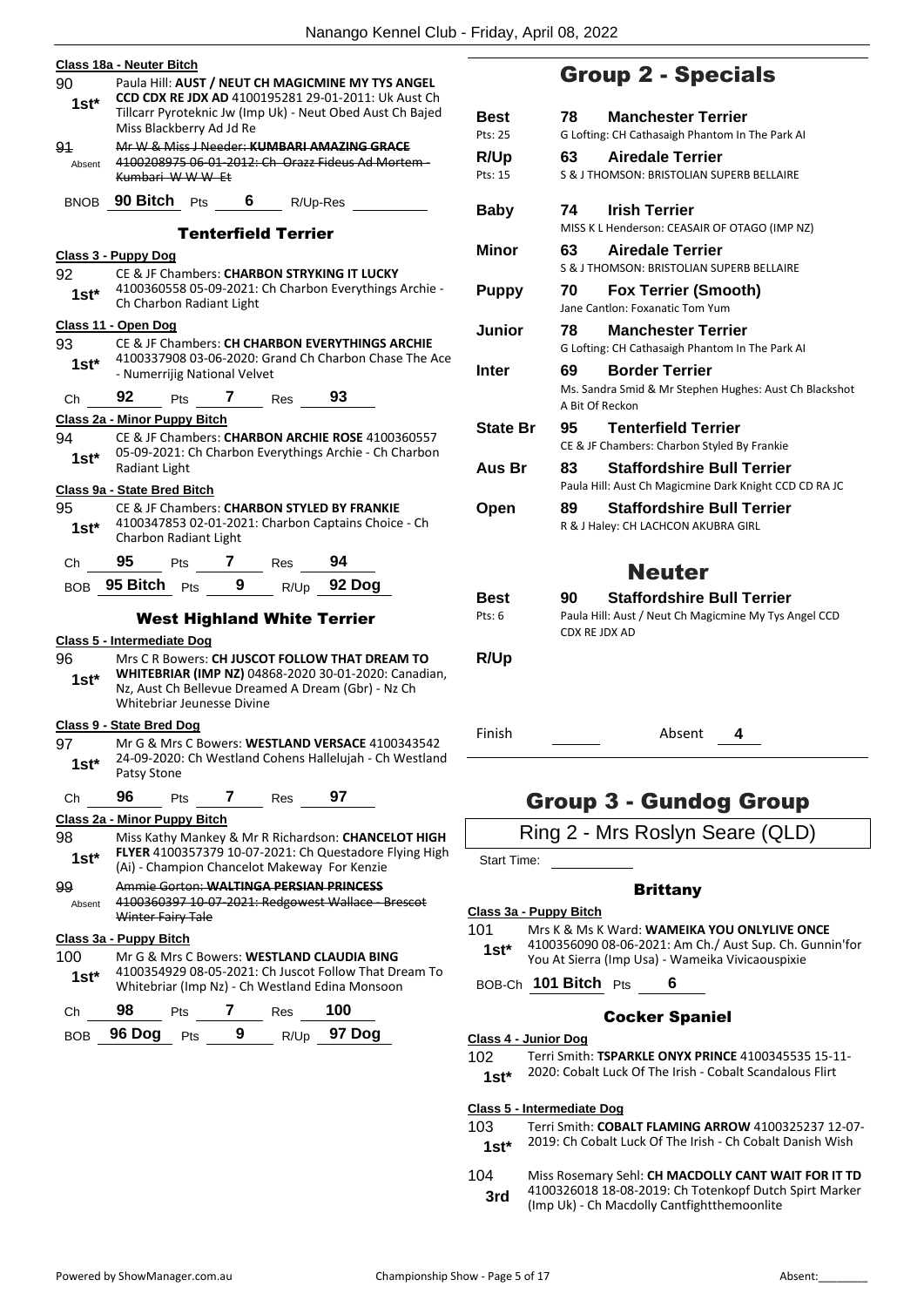**Class 18a - Neuter Bitch**

90 — 1st* — Paula Hill: **AUST / NEUT CH MAGICMINE MY TYS ANGEL CCD CDX RE JDX AD** 4100195281 29-01-2011: Uk Aust Ch Tillcarr Pyroteknic Jw (Imp Uk) - Neut Obed Aust Ch Bajed Miss Blackberry Ad Jd Re

91 — Absent — ~~Mr W & Miss J Needer: **KUMBARI AMAZING GRACE** 4100208975 06-01-2012: Ch Orazz Fideus Ad Mortem - Kumbari W W W Et~~

BNOB **90 Bitch** Pts **6** R/Up-Res

### Tenterfield Terrier

**Class 3 - Puppy Dog**

92 — 1st* — CE & JF Chambers: **CHARBON STRYKING IT LUCKY** 4100360558 05-09-2021: Ch Charbon Everythings Archie - Ch Charbon Radiant Light

**Class 11 - Open Dog**

93 — 1st* — CE & JF Chambers: **CH CHARBON EVERYTHINGS ARCHIE** 4100337908 03-06-2020: Grand Ch Charbon Chase The Ace - Numerrijig National Velvet

Ch **92** Pts **7** Res **93**

**Class 2a - Minor Puppy Bitch**

94 — 1st* — CE & JF Chambers: **CHARBON ARCHIE ROSE** 4100360557 05-09-2021: Ch Charbon Everythings Archie - Ch Charbon Radiant Light

**Class 9a - State Bred Bitch**

95 — 1st* — CE & JF Chambers: **CHARBON STYLED BY FRANKIE** 4100347853 02-01-2021: Charbon Captains Choice - Ch Charbon Radiant Light

Ch **95** Pts **7** Res **94**

BOB **95 Bitch** Pts **9** R/Up **92 Dog**

### West Highland White Terrier

**Class 5 - Intermediate Dog**

96 — 1st* — Mrs C R Bowers: **CH JUSCOT FOLLOW THAT DREAM TO WHITEBRIAR (IMP NZ)** 04868-2020 30-01-2020: Canadian, Nz, Aust Ch Bellevue Dreamed A Dream (Gbr) - Nz Ch Whitebriar Jeunesse Divine

**Class 9 - State Bred Dog**

97 — 1st* — Mr G & Mrs C Bowers: **WESTLAND VERSACE** 4100343542 24-09-2020: Ch Westland Cohens Hallelujah - Ch Westland Patsy Stone

Ch **96** Pts **7** Res **97**

**Class 2a - Minor Puppy Bitch**

98 — 1st* — Miss Kathy Mankey & Mr R Richardson: **CHANCELOT HIGH FLYER** 4100357379 10-07-2021: Ch Questadore Flying High (Ai) - Champion Chancelot Makeway For Kenzie

99 — Absent — ~~Ammie Gorton: **WALTINGA PERSIAN PRINCESS** 4100360397 10-07-2021: Redgowest Wallace - Brescot Winter Fairy Tale~~

**Class 3a - Puppy Bitch**

100 — 1st* — Mr G & Mrs C Bowers: **WESTLAND CLAUDIA BING** 4100354929 08-05-2021: Ch Juscot Follow That Dream To Whitebriar (Imp Nz) - Ch Westland Edina Monsoon

Ch **98** Pts **7** Res **100**

BOB **96 Dog** Pts **9** R/Up **97 Dog**

## Group 2 - Specials

| | | |
|---|---|---|
| **Best** (Pts: 25) | 78 | **Manchester Terrier** — G Lofting: CH Cathasaigh Phantom In The Park AI |
| **R/Up** (Pts: 15) | 63 | **Airedale Terrier** — S & J THOMSON: BRISTOLIAN SUPERB BELLAIRE |
| **Baby** | 74 | **Irish Terrier** — MISS K L Henderson: CEASAIR OF OTAGO (IMP NZ) |
| **Minor** | 63 | **Airedale Terrier** — S & J THOMSON: BRISTOLIAN SUPERB BELLAIRE |
| **Puppy** | 70 | **Fox Terrier (Smooth)** — Jane Cantlon: Foxanatic Tom Yum |
| **Junior** | 78 | **Manchester Terrier** — G Lofting: CH Cathasaigh Phantom In The Park AI |
| **Inter** | 69 | **Border Terrier** — Ms. Sandra Smid & Mr Stephen Hughes: Aust Ch Blackshot A Bit Of Reckon |
| **State Br** | 95 | **Tenterfield Terrier** — CE & JF Chambers: Charbon Styled By Frankie |
| **Aus Br** | 83 | **Staffordshire Bull Terrier** — Paula Hill: Aust Ch Magicmine Dark Knight CCD CD RA JC |
| **Open** | 89 | **Staffordshire Bull Terrier** — R & J Haley: CH LACHCON AKUBRA GIRL |

## Neuter

| | | |
|---|---|---|
| **Best** (Pts: 6) | 90 | **Staffordshire Bull Terrier** — Paula Hill: Aust / Neut Ch Magicmine My Tys Angel CCD CDX RE JDX AD |
| **R/Up** | | |

Finish ______ Absent **4**

## Group 3 - Gundog Group

Ring 2 - Mrs Roslyn Seare (QLD)

Start Time:

### Brittany

**Class 3a - Puppy Bitch**

101 — 1st* — Mrs K & Ms K Ward: **WAMEIKA YOU ONLYLIVE ONCE** 4100356090 08-06-2021: Am Ch./ Aust Sup. Ch. Gunnin'for You At Sierra (Imp Usa) - Wameika Vivicaouspixie

BOB-Ch **101 Bitch** Pts **6**

### Cocker Spaniel

**Class 4 - Junior Dog**

102 — 1st* — Terri Smith: **TSPARKLE ONYX PRINCE** 4100345535 15-11-2020: Cobalt Luck Of The Irish - Cobalt Scandalous Flirt

**Class 5 - Intermediate Dog**

103 — 1st* — Terri Smith: **COBALT FLAMING ARROW** 4100325237 12-07-2019: Ch Cobalt Luck Of The Irish - Ch Cobalt Danish Wish

104 — 3rd — Miss Rosemary Sehl: **CH MACDOLLY CANT WAIT FOR IT TD** 4100326018 18-08-2019: Ch Totenkopf Dutch Spirt Marker (Imp Uk) - Ch Macdolly Cantfightthemoonlite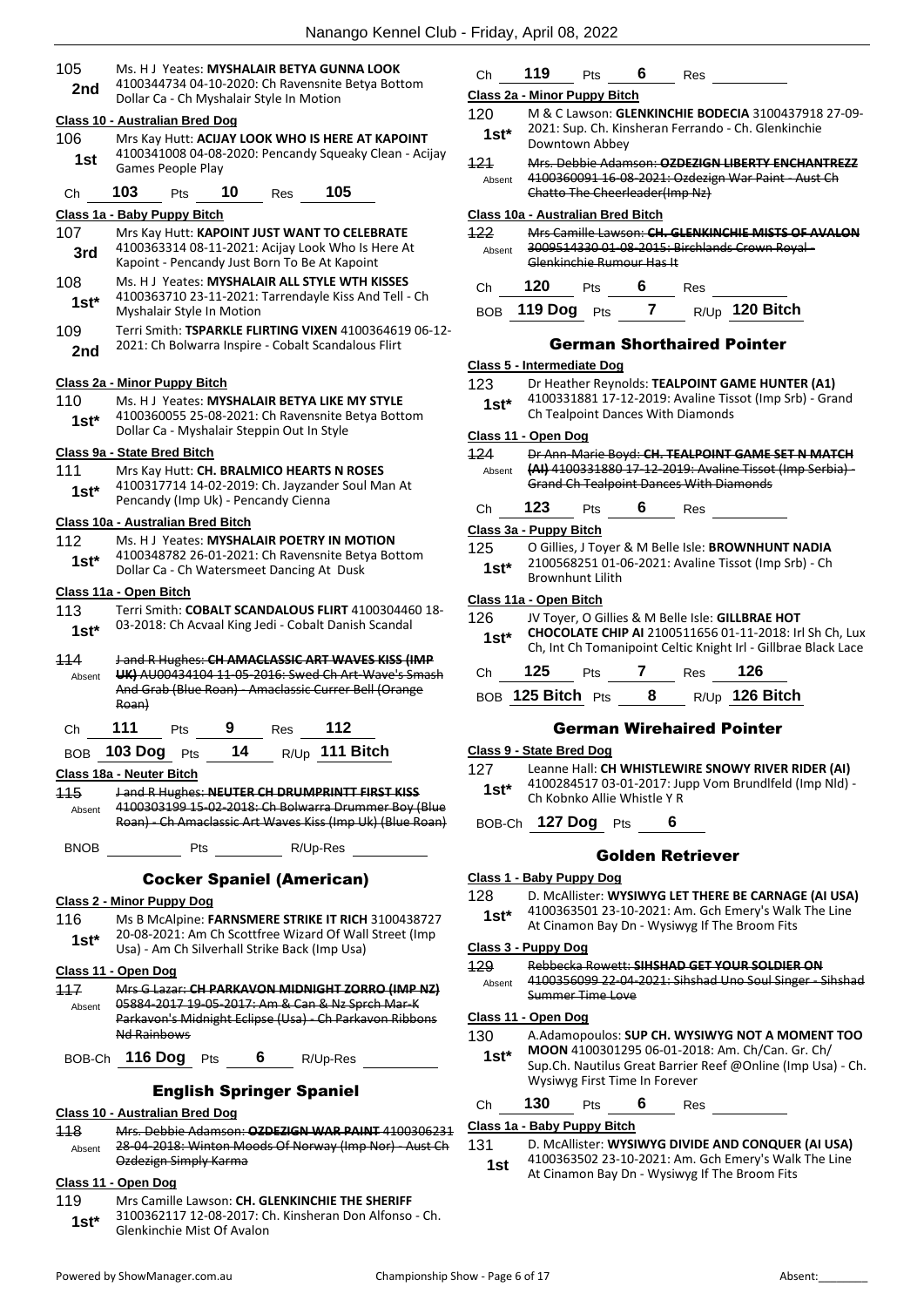105 **2nd** Ms. H J Yeates: **MYSHALAIR BETYA GUNNA LOOK** 4100344734 04-10-2020: Ch Ravensnite Betya Bottom Dollar Ca - Ch Myshalair Style In Motion

**Class 10 - Australian Bred Dog**

106 **1st** Mrs Kay Hutt: **ACIJAY LOOK WHO IS HERE AT KAPOINT** 4100341008 04-08-2020: Pencandy Squeaky Clean - Acijay Games People Play

Ch 103 Pts 10 Res 105

**Class 1a - Baby Puppy Bitch**

107 **3rd** Mrs Kay Hutt: **KAPOINT JUST WANT TO CELEBRATE** 4100363314 08-11-2021: Acijay Look Who Is Here At Kapoint - Pencandy Just Born To Be At Kapoint

108 **1st*** Ms. H J Yeates: **MYSHALAIR ALL STYLE WTH KISSES** 4100363710 23-11-2021: Tarrendayle Kiss And Tell - Ch Myshalair Style In Motion

109 **2nd** Terri Smith: **TSPARKLE FLIRTING VIXEN** 4100364619 06-12-2021: Ch Bolwarra Inspire - Cobalt Scandalous Flirt

**Class 2a - Minor Puppy Bitch**

110 **1st*** Ms. H J Yeates: **MYSHALAIR BETYA LIKE MY STYLE** 4100360055 25-08-2021: Ch Ravensnite Betya Bottom Dollar Ca - Myshalair Steppin Out In Style

**Class 9a - State Bred Bitch**

111 **1st*** Mrs Kay Hutt: **CH. BRALMICO HEARTS N ROSES** 4100317714 14-02-2019: Ch. Jayzander Soul Man At Pencandy (Imp Uk) - Pencandy Cienna

**Class 10a - Australian Bred Bitch**

112 **1st*** Ms. H J Yeates: **MYSHALAIR POETRY IN MOTION** 4100348782 26-01-2021: Ch Ravensnite Betya Bottom Dollar Ca - Ch Watersmeet Dancing At Dusk

**Class 11a - Open Bitch**

113 **1st*** Terri Smith: **COBALT SCANDALOUS FLIRT** 4100304460 18-03-2018: Ch Acvaal King Jedi - Cobalt Danish Scandal

114 Absent ~~J and R Hughes: **CH AMACLASSIC ART WAVES KISS (IMP UK)** AU00434104 11-05-2016: Swed Ch Art-Wave's Smash And Grab (Blue Roan) - Amaclassic Currer Bell (Orange Roan)~~

Ch 111 Pts 9 Res 112

BOB 103 Dog Pts 14 R/Up 111 Bitch

**Class 18a - Neuter Bitch**

115 Absent ~~J and R Hughes: **NEUTER CH DRUMPRINTT FIRST KISS** 4100303199 15-02-2018: Ch Bolwarra Drummer Boy (Blue Roan) - Ch Amaclassic Art Waves Kiss (Imp Uk) (Blue Roan)~~

BNOB ______ Pts ______ R/Up-Res ______

## Cocker Spaniel (American)

**Class 2 - Minor Puppy Dog**

116 **1st*** Ms B McAlpine: **FARNSMERE STRIKE IT RICH** 3100438727 20-08-2021: Am Ch Scottfree Wizard Of Wall Street (Imp Usa) - Am Ch Silverhall Strike Back (Imp Usa)

**Class 11 - Open Dog**

117 Absent ~~Mrs G Lazar: **CH PARKAVON MIDNIGHT ZORRO (IMP NZ)** 05884-2017 19-05-2017: Am & Can & Nz Sprch Mar-K Parkavon's Midnight Eclipse (Usa) - Ch Parkavon Ribbons Nd Rainbows~~

BOB-Ch 116 Dog Pts 6 R/Up-Res ______

## English Springer Spaniel

**Class 10 - Australian Bred Dog**

118 Absent ~~Mrs. Debbie Adamson: **OZDEZIGN WAR PAINT** 4100306231 28-04-2018: Winton Moods Of Norway (Imp Nor) - Aust Ch Ozdezign Simply Karma~~

**Class 11 - Open Dog**

119 **1st*** Mrs Camille Lawson: **CH. GLENKINCHIE THE SHERIFF** 3100362117 12-08-2017: Ch. Kinsheran Don Alfonso - Ch. Glenkinchie Mist Of Avalon

Ch 119 Pts 6 Res ______

**Class 2a - Minor Puppy Bitch**

120 **1st*** M & C Lawson: **GLENKINCHIE BODECIA** 3100437918 27-09-2021: Sup. Ch. Kinsheran Ferrando - Ch. Glenkinchie Downtown Abbey

121 Absent ~~Mrs. Debbie Adamson: **OZDEZIGN LIBERTY ENCHANTREZZ** 4100360091 16-08-2021: Ozdezign War Paint - Aust Ch Chatto The Cheerleader(Imp Nz)~~

**Class 10a - Australian Bred Bitch**

122 Absent ~~Mrs Camille Lawson: **CH. GLENKINCHIE MISTS OF AVALON** 3009514330 01-08-2015: Birchlands Crown Royal - Glenkinchie Rumour Has It~~

Ch 120 Pts 6 Res ______

BOB 119 Dog Pts 7 R/Up 120 Bitch

## German Shorthaired Pointer

**Class 5 - Intermediate Dog**

123 **1st*** Dr Heather Reynolds: **TEALPOINT GAME HUNTER (A1)** 4100331881 17-12-2019: Avaline Tissot (Imp Srb) - Grand Ch Tealpoint Dances With Diamonds

**Class 11 - Open Dog**

124 Absent ~~Dr Ann-Marie Boyd: **CH. TEALPOINT GAME SET N MATCH (AI)** 4100331880 17-12-2019: Avaline Tissot (Imp Serbia) - Grand Ch Tealpoint Dances With Diamonds~~

Ch 123 Pts 6 Res ______

**Class 3a - Puppy Bitch**

125 **1st*** O Gillies, J Toyer & M Belle Isle: **BROWNHUNT NADIA** 2100568251 01-06-2021: Avaline Tissot (Imp Srb) - Ch Brownhunt Lilith

**Class 11a - Open Bitch**

126 **1st*** JV Toyer, O Gillies & M Belle Isle: **GILLBRAE HOT CHOCOLATE CHIP AI** 2100511656 01-11-2018: Irl Sh Ch, Lux Ch, Int Ch Tomanipoint Celtic Knight Irl - Gillbrae Black Lace

Ch 125 Pts 7 Res 126

BOB 125 Bitch Pts 8 R/Up 126 Bitch

## German Wirehaired Pointer

**Class 9 - State Bred Dog**

127 **1st*** Leanne Hall: **CH WHISTLEWIRE SNOWY RIVER RIDER (AI)** 4100284517 03-01-2017: Jupp Vom Brundlfeld (Imp Nld) - Ch Kobnko Allie Whistle Y R

BOB-Ch 127 Dog Pts 6

## Golden Retriever

**Class 1 - Baby Puppy Dog**

128 **1st*** D. McAllister: **WYSIWYG LET THERE BE CARNAGE (AI USA)** 4100363501 23-10-2021: Am. Gch Emery's Walk The Line At Cinamon Bay Dn - Wysiwyg If The Broom Fits

**Class 3 - Puppy Dog**

129 Absent ~~Rebbecka Rowett: **SIHSHAD GET YOUR SOLDIER ON** 4100356099 22-04-2021: Sihshad Uno Soul Singer - Sihshad Summer Time Love~~

**Class 11 - Open Dog**

130 **1st*** A.Adamopoulos: **SUP CH. WYSIWYG NOT A MOMENT TOO MOON** 4100301295 06-01-2018: Am. Ch/Can. Gr. Ch/ Sup.Ch. Nautilus Great Barrier Reef @Online (Imp Usa) - Ch. Wysiwyg First Time In Forever

Ch 130 Pts 6 Res ______

**Class 1a - Baby Puppy Bitch**

131 **1st** D. McAllister: **WYSIWYG DIVIDE AND CONQUER (AI USA)** 4100363502 23-10-2021: Am. Gch Emery's Walk The Line At Cinamon Bay Dn - Wysiwyg If The Broom Fits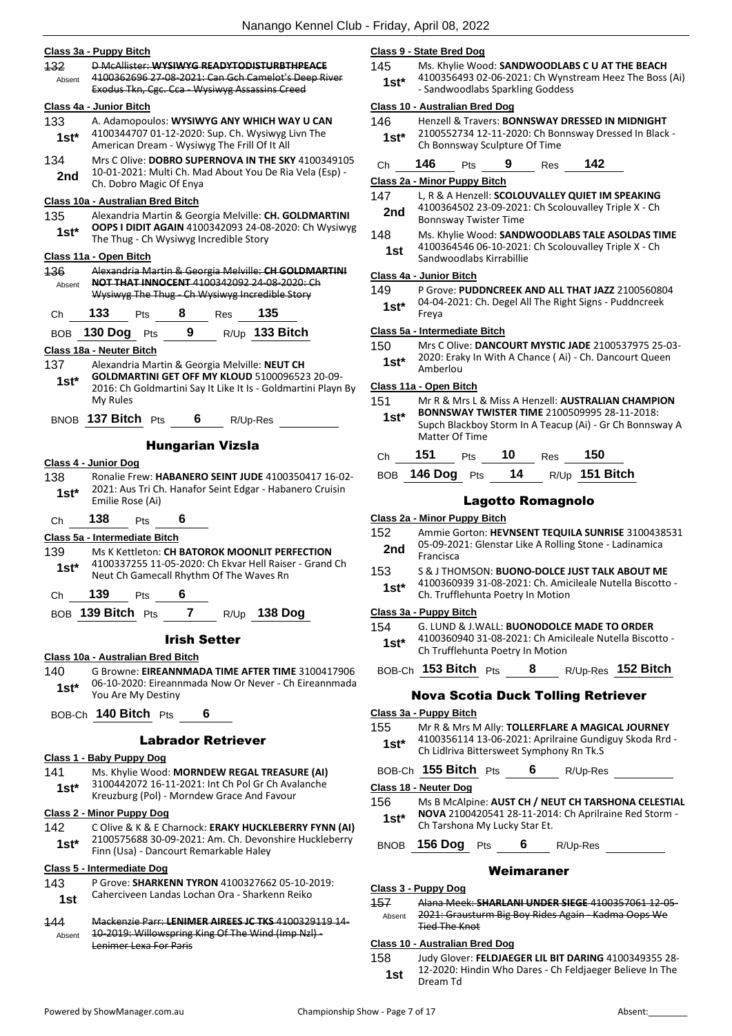### Class 3a - Puppy Bitch

132 Absent ~~D McAllister: WYSIWYG READYTODISTURBTHPEACE 4100362696 27-08-2021: Can Gch Camelot's Deep River Exodus Tkn, Cgc. Cca - Wysiwyg Assassins Creed~~

### Class 4a - Junior Bitch

133 1st* A. Adamopoulos: **WYSIWYG ANY WHICH WAY U CAN** 4100344707 01-12-2020: Sup. Ch. Wysiwyg Livn The American Dream - Wysiwyg The Frill Of It All

134 2nd Mrs C Olive: **DOBRO SUPERNOVA IN THE SKY** 4100349105 10-01-2021: Multi Ch. Mad About You De Ria Vela (Esp) - Ch. Dobro Magic Of Enya

### Class 10a - Australian Bred Bitch

135 1st* Alexandria Martin & Georgia Melville: **CH. GOLDMARTINI OOPS I DIDIT AGAIN** 4100342093 24-08-2020: Ch Wysiwyg The Thug - Ch Wysiwyg Incredible Story

### Class 11a - Open Bitch

136 Absent ~~Alexandria Martin & Georgia Melville: CH GOLDMARTINI NOT THAT INNOCENT 4100342092 24-08-2020: Ch Wysiwyg The Thug - Ch Wysiwyg Incredible Story~~

Ch **133** Pts **8** Res **135**

BOB **130 Dog** Pts **9** R/Up **133 Bitch**

### Class 18a - Neuter Bitch

137 1st* Alexandria Martin & Georgia Melville: **NEUT CH GOLDMARTINI GET OFF MY KLOUD** 5100096523 20-09-2016: Ch Goldmartini Say It Like It Is - Goldmartini Playn By My Rules

BNOB **137 Bitch** Pts **6** R/Up-Res

## Hungarian Vizsla

### Class 4 - Junior Dog

138 1st* Ronalie Frew: **HABANERO SEINT JUDE** 4100350417 16-02-2021: Aus Tri Ch. Hanafor Seint Edgar - Habanero Cruisin Emilie Rose (Ai)

Ch **138** Pts **6**

### Class 5a - Intermediate Bitch

139 1st* Ms K Kettleton: **CH BATOROK MOONLIT PERFECTION** 4100337255 11-05-2020: Ch Ekvar Hell Raiser - Grand Ch Neut Ch Gamecall Rhythm Of The Waves Rn

Ch **139** Pts **6**

BOB **139 Bitch** Pts **7** R/Up **138 Dog**

## Irish Setter

### Class 10a - Australian Bred Bitch

140 1st* G Browne: **EIREANNMADA TIME AFTER TIME** 3100417906 06-10-2020: Eireannmada Now Or Never - Ch Eireannmada You Are My Destiny

BOB-Ch **140 Bitch** Pts **6**

## Labrador Retriever

### Class 1 - Baby Puppy Dog

141 1st* Ms. Khylie Wood: **MORNDEW REGAL TREASURE (AI)** 3100442072 16-11-2021: Int Ch Pol Gr Ch Avalanche Kreuzburg (Pol) - Morndew Grace And Favour

### Class 2 - Minor Puppy Dog

142 1st* C Olive & K & E Charnock: **ERAKY HUCKLEBERRY FYNN (AI)** 2100575688 30-09-2021: Am. Ch. Devonshire Huckleberry Finn (Usa) - Dancourt Remarkable Haley

### Class 5 - Intermediate Dog

143 1st P Grove: **SHARKENN TYRON** 4100327662 05-10-2019: Caherciveen Landas Lochan Ora - Sharkenn Reiko

144 Absent ~~Mackenzie Parr: LENIMER AIREES JC TKS 4100329119 14-10-2019: Willowspring King Of The Wind (Imp Nzl) - Lenimer Lexa For Paris~~

### Class 9 - State Bred Dog

145 1st* Ms. Khylie Wood: **SANDWOODLABS C U AT THE BEACH** 4100356493 02-06-2021: Ch Wynstream Heez The Boss (Ai) - Sandwoodlabs Sparkling Goddess

### Class 10 - Australian Bred Dog

146 1st* Henzell & Travers: **BONNSWAY DRESSED IN MIDNIGHT** 2100552734 12-11-2020: Ch Bonnsway Dressed In Black - Ch Bonnsway Sculpture Of Time

Ch **146** Pts **9** Res **142**

### Class 2a - Minor Puppy Bitch

147 2nd L, R & A Henzell: **SCOLOUVALLEY QUIET IM SPEAKING** 4100364502 23-09-2021: Ch Scolouvalley Triple X - Ch Bonnsway Twister Time

148 1st Ms. Khylie Wood: **SANDWOODLABS TALE ASOLDAS TIME** 4100364546 06-10-2021: Ch Scolouvalley Triple X - Ch Sandwoodlabs Kirrabillie

### Class 4a - Junior Bitch

149 1st* P Grove: **PUDDNCREEK AND ALL THAT JAZZ** 2100560804 04-04-2021: Ch. Degel All The Right Signs - Puddncreek Freya

### Class 5a - Intermediate Bitch

150 1st* Mrs C Olive: **DANCOURT MYSTIC JADE** 2100537975 25-03-2020: Eraky In With A Chance ( Ai) - Ch. Dancourt Queen Amberlou

### Class 11a - Open Bitch

151 1st* Mr R & Mrs L & Miss A Henzell: **AUSTRALIAN CHAMPION BONNSWAY TWISTER TIME** 2100509995 28-11-2018: Supch Blackboy Storm In A Teacup (Ai) - Gr Ch Bonnsway A Matter Of Time

Ch **151** Pts **10** Res **150**

BOB **146 Dog** Pts **14** R/Up **151 Bitch**

## Lagotto Romagnolo

### Class 2a - Minor Puppy Bitch

152 2nd Ammie Gorton: **HEVNSENT TEQUILA SUNRISE** 3100438531 05-09-2021: Glenstar Like A Rolling Stone - Ladinamica Francisca

153 1st* S & J THOMSON: **BUONO-DOLCE JUST TALK ABOUT ME** 4100360939 31-08-2021: Ch. Amicileale Nutella Biscotto - Ch. Trufflehunta Poetry In Motion

### Class 3a - Puppy Bitch

154 1st* G. LUND & J.WALL: **BUONODOLCE MADE TO ORDER** 4100360940 31-08-2021: Ch Amicileale Nutella Biscotto - Ch Trufflehunta Poetry In Motion

BOB-Ch **153 Bitch** Pts **8** R/Up-Res **152 Bitch**

## Nova Scotia Duck Tolling Retriever

### Class 3a - Puppy Bitch

155 1st* Mr R & Mrs M Ally: **TOLLERFLARE A MAGICAL JOURNEY** 4100356114 13-06-2021: Aprilraine Gundiguy Skoda Rrd - Ch Lidlriva Bittersweet Symphony Rn Tk.S

BOB-Ch **155 Bitch** Pts **6** R/Up-Res

### Class 18 - Neuter Dog

156 1st* Ms B McAlpine: **AUST CH / NEUT CH TARSHONA CELESTIAL NOVA** 2100420541 28-11-2014: Ch Aprilraine Red Storm - Ch Tarshona My Lucky Star Et.

BNOB **156 Dog** Pts **6** R/Up-Res

## Weimaraner

### Class 3 - Puppy Dog

157 Absent ~~Alana Meek: SHARLANI UNDER SIEGE 4100357061 12-05-2021: Grausturm Big Boy Rides Again - Kadma Oops We Tied The Knot~~

### Class 10 - Australian Bred Dog

158 1st Judy Glover: **FELDJAEGER LIL BIT DARING** 4100349355 28-12-2020: Hindin Who Dares - Ch Feldjaeger Believe In The Dream Td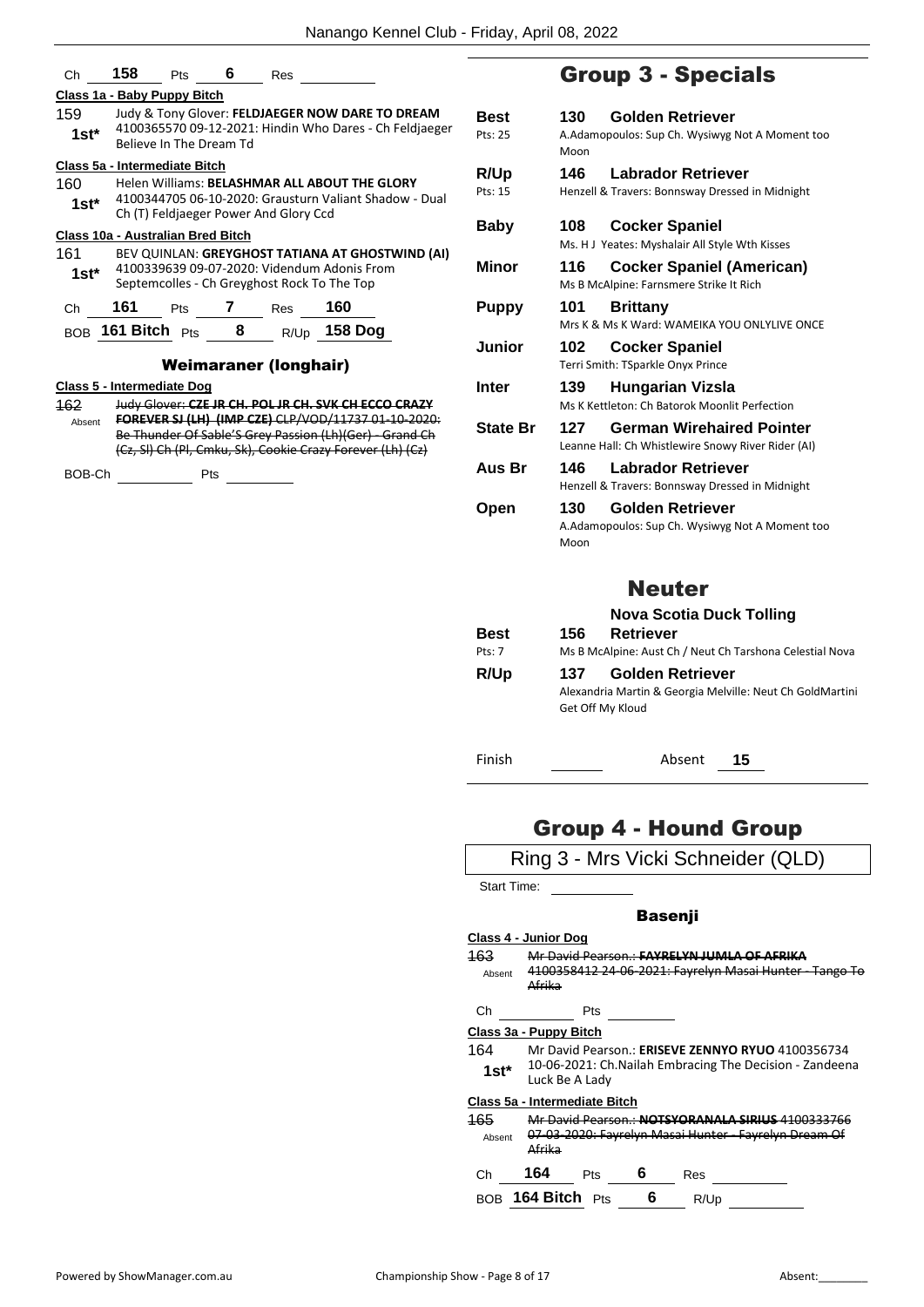Ch 158 Pts 6 Res

**Class 1a - Baby Puppy Bitch**

159 — 1st* — Judy & Tony Glover: **FELDJAEGER NOW DARE TO DREAM** 4100365570 09-12-2021: Hindin Who Dares - Ch Feldjaeger Believe In The Dream Td

**Class 5a - Intermediate Bitch**

160 — 1st* — Helen Williams: **BELASHMAR ALL ABOUT THE GLORY** 4100344705 06-10-2020: Grausturn Valiant Shadow - Dual Ch (T) Feldjaeger Power And Glory Ccd

**Class 10a - Australian Bred Bitch**

161 — 1st* — BEV QUINLAN: **GREYGHOST TATIANA AT GHOSTWIND (AI)** 4100339639 09-07-2020: Videndum Adonis From Septemcolles - Ch Greyghost Rock To The Top

Ch 161 Pts 7 Res 160

BOB 161 Bitch Pts 8 R/Up 158 Dog

### Weimaraner (longhair)

**Class 5 - Intermediate Dog**

~~162~~ — Absent — ~~Judy Glover: **CZE JR CH. POL JR CH. SVK CH ECCO CRAZY FOREVER SJ (LH) (IMP CZE)** CLP/VOD/11737 01-10-2020: Be Thunder Of Sable'S Grey Passion (Lh)(Ger) - Grand Ch (Cz, Sl) Ch (Pl, Cmku, Sk), Cookie Crazy Forever (Lh) (Cz)~~

BOB-Ch Pts

## Group 3 - Specials

**Best** — 130 — **Golden Retriever**
Pts: 25 — A.Adamopoulos: Sup Ch. Wysiwyg Not A Moment too Moon

**R/Up** — 146 — **Labrador Retriever**
Pts: 15 — Henzell & Travers: Bonnsway Dressed in Midnight

**Baby** — 108 — **Cocker Spaniel**
Ms. H J Yeates: Myshalair All Style Wth Kisses

**Minor** — 116 — **Cocker Spaniel (American)**
Ms B McAlpine: Farnsmere Strike It Rich

**Puppy** — 101 — **Brittany**
Mrs K & Ms K Ward: WAMEIKA YOU ONLYLIVE ONCE

**Junior** — 102 — **Cocker Spaniel**
Terri Smith: TSparkle Onyx Prince

**Inter** — 139 — **Hungarian Vizsla**
Ms K Kettleton: Ch Batorok Moonlit Perfection

**State Br** — 127 — **German Wirehaired Pointer**
Leanne Hall: Ch Whistlewire Snowy River Rider (AI)

**Aus Br** — 146 — **Labrador Retriever**
Henzell & Travers: Bonnsway Dressed in Midnight

**Open** — 130 — **Golden Retriever**
A.Adamopoulos: Sup Ch. Wysiwyg Not A Moment too Moon

## Neuter

**Best** — 156 — **Nova Scotia Duck Tolling Retriever**
Pts: 7 — Ms B McAlpine: Aust Ch / Neut Ch Tarshona Celestial Nova

**R/Up** — 137 — **Golden Retriever**
Alexandria Martin & Georgia Melville: Neut Ch GoldMartini Get Off My Kloud

Finish — Absent 15

## Group 4 - Hound Group

Ring 3 - Mrs Vicki Schneider (QLD)

Start Time:

### Basenji

**Class 4 - Junior Dog**

~~163~~ — Absent — ~~Mr David Pearson.: **FAYRELYN JUMLA OF AFRIKA** 4100358412 24-06-2021: Fayrelyn Masai Hunter - Tango To Afrika~~

Ch Pts

**Class 3a - Puppy Bitch**

164 — 1st* — Mr David Pearson.: **ERISEVE ZENNYO RYUO** 4100356734 10-06-2021: Ch.Nailah Embracing The Decision - Zandeena Luck Be A Lady

**Class 5a - Intermediate Bitch**

~~165~~ — Absent — ~~Mr David Pearson.: **NOTSYORANALA SIRIUS** 4100333766 07-03-2020: Fayrelyn Masai Hunter - Fayrelyn Dream Of Afrika~~

Ch 164 Pts 6 Res

BOB 164 Bitch Pts 6 R/Up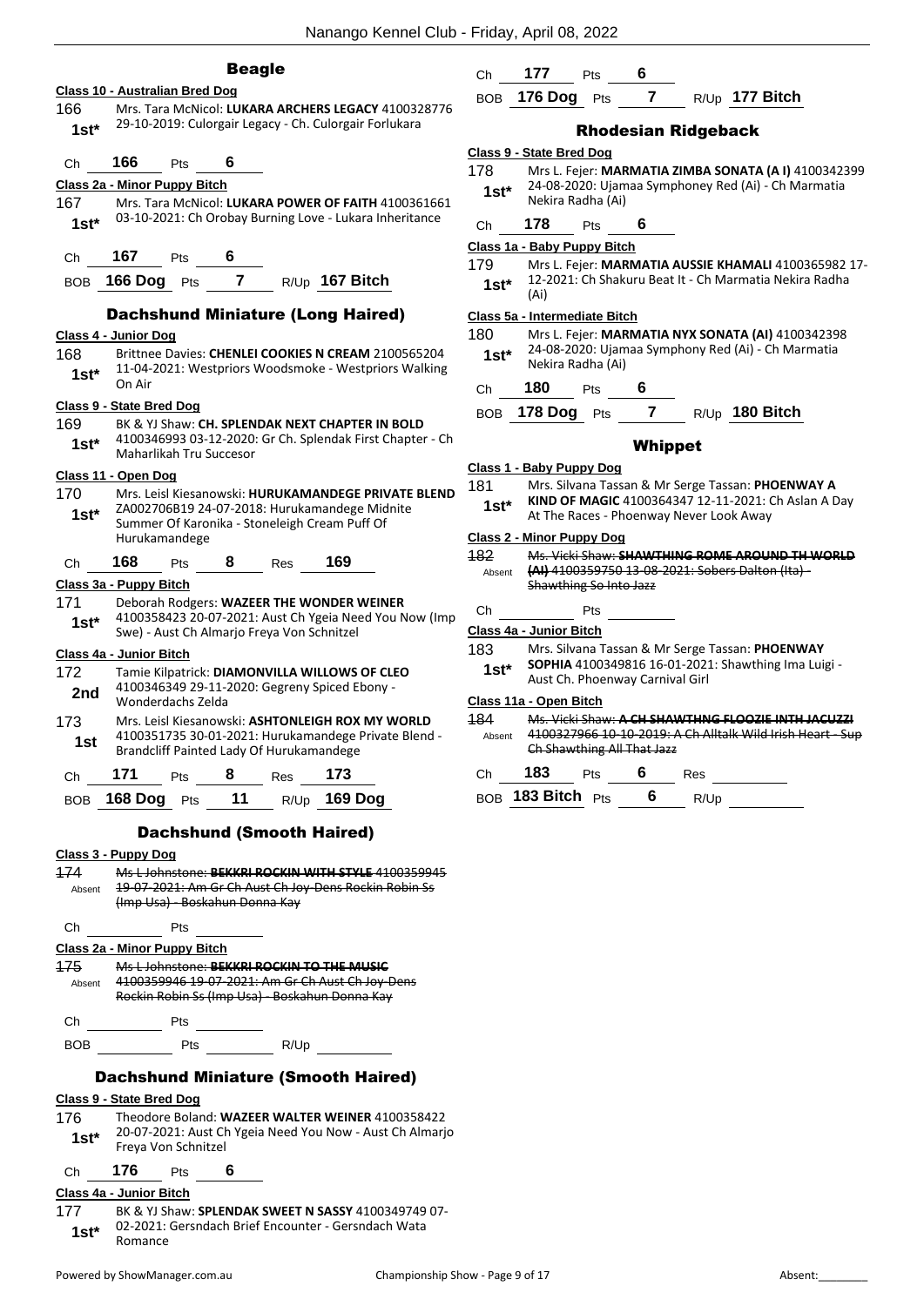## Beagle

**Class 10 - Australian Bred Dog**

166 — **1st*** — Mrs. Tara McNicol: **LUKARA ARCHERS LEGACY** 4100328776 29-10-2019: Culorgair Legacy - Ch. Culorgair Forlukara

Ch 166 Pts 6

**Class 2a - Minor Puppy Bitch**

167 — **1st*** — Mrs. Tara McNicol: **LUKARA POWER OF FAITH** 4100361661 03-10-2021: Ch Orobay Burning Love - Lukara Inheritance

Ch 167 Pts 6

BOB **166 Dog** Pts **7** R/Up **167 Bitch**

## Dachshund Miniature (Long Haired)

**Class 4 - Junior Dog**

168 — **1st*** — Brittnee Davies: **CHENLEI COOKIES N CREAM** 2100565204 11-04-2021: Westpriors Woodsmoke - Westpriors Walking On Air

**Class 9 - State Bred Dog**

169 — **1st*** — BK & YJ Shaw: **CH. SPLENDAK NEXT CHAPTER IN BOLD** 4100346993 03-12-2020: Gr Ch. Splendak First Chapter - Ch Maharlikah Tru Succesor

**Class 11 - Open Dog**

170 — **1st*** — Mrs. Leisl Kiesanowski: **HURUKAMANDEGE PRIVATE BLEND** ZA002706B19 24-07-2018: Hurukamandege Midnite Summer Of Karonika - Stoneleigh Cream Puff Of Hurukamandege

Ch **168** Pts **8** Res **169**

**Class 3a - Puppy Bitch**

171 — **1st*** — Deborah Rodgers: **WAZEER THE WONDER WEINER** 4100358423 20-07-2021: Aust Ch Ygeia Need You Now (Imp Swe) - Aust Ch Almarjo Freya Von Schnitzel

**Class 4a - Junior Bitch**

172 — **2nd** — Tamie Kilpatrick: **DIAMONVILLA WILLOWS OF CLEO** 4100346349 29-11-2020: Gegreny Spiced Ebony - Wonderdachs Zelda

173 — **1st** — Mrs. Leisl Kiesanowski: **ASHTONLEIGH ROX MY WORLD** 4100351735 30-01-2021: Hurukamandege Private Blend - Brandcliff Painted Lady Of Hurukamandege

Ch **171** Pts **8** Res **173**

BOB **168 Dog** Pts **11** R/Up **169 Dog**

## Dachshund (Smooth Haired)

**Class 3 - Puppy Dog**

~~174~~ — Absent — ~~Ms L Johnstone: **BEKKRI ROCKIN WITH STYLE** 4100359945 19-07-2021: Am Gr Ch Aust Ch Joy-Dens Rockin Robin Ss (Imp Usa) - Boskahun Donna Kay~~

Ch Pts

**Class 2a - Minor Puppy Bitch**

~~175~~ — Absent — ~~Ms L Johnstone: **BEKKRI ROCKIN TO THE MUSIC** 4100359946 19-07-2021: Am Gr Ch Aust Ch Joy-Dens Rockin Robin Ss (Imp Usa) - Boskahun Donna Kay~~

Ch Pts

BOB Pts R/Up

## Dachshund Miniature (Smooth Haired)

**Class 9 - State Bred Dog**

176 — **1st*** — Theodore Boland: **WAZEER WALTER WEINER** 4100358422 20-07-2021: Aust Ch Ygeia Need You Now - Aust Ch Almarjo Freya Von Schnitzel

Ch **176** Pts **6**

**Class 4a - Junior Bitch**

177 — **1st*** — BK & YJ Shaw: **SPLENDAK SWEET N SASSY** 4100349749 07-02-2021: Gersndach Brief Encounter - Gersndach Wata Romance

Ch **177** Pts **6**

BOB **176 Dog** Pts **7** R/Up **177 Bitch**

## Rhodesian Ridgeback

**Class 9 - State Bred Dog**

178 — **1st*** — Mrs L. Fejer: **MARMATIA ZIMBA SONATA (A I)** 4100342399 24-08-2020: Ujamaa Symphoney Red (Ai) - Ch Marmatia Nekira Radha (Ai)

Ch **178** Pts **6**

**Class 1a - Baby Puppy Bitch**

179 — **1st*** — Mrs L. Fejer: **MARMATIA AUSSIE KHAMALI** 4100365982 17-12-2021: Ch Shakuru Beat It - Ch Marmatia Nekira Radha (Ai)

**Class 5a - Intermediate Bitch**

180 — **1st*** — Mrs L. Fejer: **MARMATIA NYX SONATA (AI)** 4100342398 24-08-2020: Ujamaa Symphoney Red (Ai) - Ch Marmatia Nekira Radha (Ai)

Ch **180** Pts **6**

BOB **178 Dog** Pts **7** R/Up **180 Bitch**

## Whippet

**Class 1 - Baby Puppy Dog**

181 — **1st*** — Mrs. Silvana Tassan & Mr Serge Tassan: **PHOENWAY A KIND OF MAGIC** 4100364347 12-11-2021: Ch Aslan A Day At The Races - Phoenway Never Look Away

**Class 2 - Minor Puppy Dog**

~~182~~ — Absent — ~~Ms. Vicki Shaw: **SHAWTHING ROME AROUND TH WORLD (AI)** 4100359750 13-08-2021: Sobers Dalton (Ita) - Shawthing So Into Jazz~~

Ch Pts

**Class 4a - Junior Bitch**

183 — **1st*** — Mrs. Silvana Tassan & Mr Serge Tassan: **PHOENWAY SOPHIA** 4100349816 16-01-2021: Shawthing Ima Luigi - Aust Ch. Phoenway Carnival Girl

**Class 11a - Open Bitch**

~~184~~ — Absent — ~~Ms. Vicki Shaw: **A CH SHAWTHNG FLOOZIE INTH JACUZZI** 4100327966 10-10-2019: A Ch Alltalk Wild Irish Heart - Sup Ch Shawthing All That Jazz~~

Ch **183** Pts **6** Res

BOB **183 Bitch** Pts **6** R/Up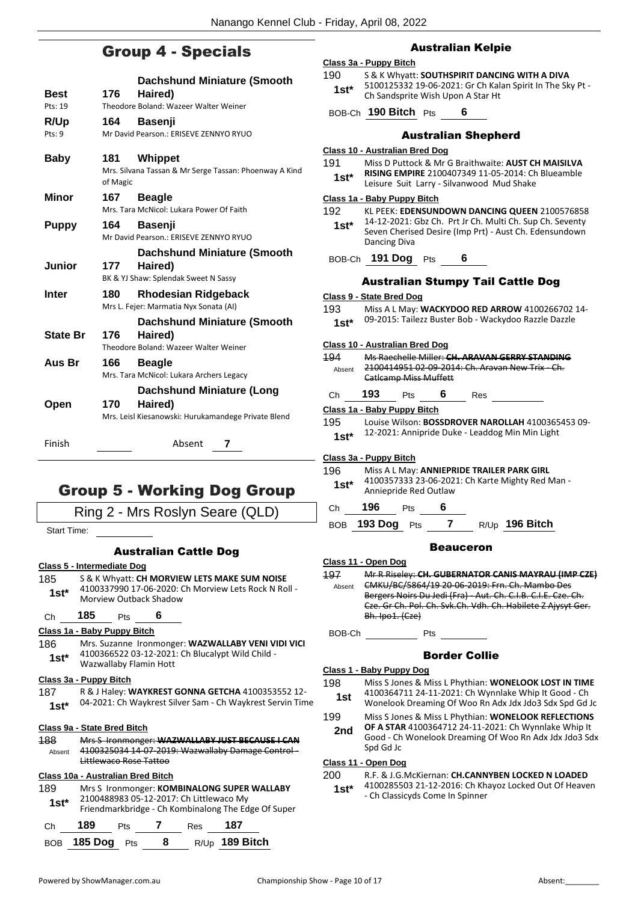## Group 4 - Specials

| | | |
|---|---|---|
| **Best** Pts: 19 | **176** | **Dachshund Miniature (Smooth Haired)** Theodore Boland: Wazeer Walter Weiner |
| **R/Up** Pts: 9 | **164** | **Basenji** Mr David Pearson.: ERISEVE ZENNYO RYUO |
| **Baby** | **181** | **Whippet** Mrs. Silvana Tassan & Mr Serge Tassan: Phoenway A Kind of Magic |
| **Minor** | **167** | **Beagle** Mrs. Tara McNicol: Lukara Power Of Faith |
| **Puppy** | **164** | **Basenji** Mr David Pearson.: ERISEVE ZENNYO RYUO |
| **Junior** | **177** | **Dachshund Miniature (Smooth Haired)** BK & YJ Shaw: Splendak Sweet N Sassy |
| **Inter** | **180** | **Rhodesian Ridgeback** Mrs L. Fejer: Marmatia Nyx Sonata (AI) |
| **State Br** | **176** | **Dachshund Miniature (Smooth Haired)** Theodore Boland: Wazeer Walter Weiner |
| **Aus Br** | **166** | **Beagle** Mrs. Tara McNicol: Lukara Archers Legacy |
| **Open** | **170** | **Dachshund Miniature (Long Haired)** Mrs. Leisl Kiesanowski: Hurukamandege Private Blend |

Finish ______ Absent **7**

## Group 5 - Working Dog Group

Ring 2 - Mrs Roslyn Seare (QLD)

Start Time: ______

### Australian Cattle Dog

**Class 5 - Intermediate Dog**

185 **1st*** S & K Whyatt: **CH MORVIEW LETS MAKE SUM NOISE** 4100337990 17-06-2020: Ch Morview Lets Rock N Roll - Morview Outback Shadow

Ch **185** Pts **6**

**Class 1a - Baby Puppy Bitch**

186 **1st*** Mrs. Suzanne Ironmonger: **WAZWALLABY VENI VIDI VICI** 4100366522 03-12-2021: Ch Blucalypt Wild Child - Wazwallaby Flamin Hott

**Class 3a - Puppy Bitch**

187 **1st*** R & J Haley: **WAYKREST GONNA GETCHA** 4100353552 12-04-2021: Ch Waykrest Silver Sam - Ch Waykrest Servin Time

**Class 9a - State Bred Bitch**

~~188~~ Absent ~~Mrs S Ironmonger: **WAZWALLABY JUST BECAUSE I CAN** 4100325034 14-07-2019: Wazwallaby Damage Control - Littlewaco Rose Tattoo~~

**Class 10a - Australian Bred Bitch**

189 **1st*** Mrs S Ironmonger: **KOMBINALONG SUPER WALLABY** 2100488983 05-12-2017: Ch Littlewaco My Friendmarkbridge - Ch Kombinalong The Edge Of Super

Ch **189** Pts **7** Res **187**

BOB **185 Dog** Pts **8** R/Up **189 Bitch**

### Australian Kelpie

**Class 3a - Puppy Bitch**

190 **1st*** S & K Whyatt: **SOUTHSPIRIT DANCING WITH A DIVA** 5100125332 19-06-2021: Gr Ch Kalan Spirit In The Sky Pt - Ch Sandsprite Wish Upon A Star Ht

BOB-Ch **190 Bitch** Pts **6**

### Australian Shepherd

**Class 10 - Australian Bred Dog**

191 **1st*** Miss D Puttock & Mr G Braithwaite: **AUST CH MAISILVA RISING EMPIRE** 2100407349 11-05-2014: Ch Blueamble Leisure Suit Larry - Silvanwood Mud Shake

**Class 1a - Baby Puppy Bitch**

192 **1st*** KL PEEK: **EDENSUNDOWN DANCING QUEEN** 2100576858 14-12-2021: Gbz Ch. Prt Jr Ch. Multi Ch. Sup Ch. Seventy Seven Cherised Desire (Imp Prt) - Aust Ch. Edensundown Dancing Diva

BOB-Ch **191 Dog** Pts **6**

### Australian Stumpy Tail Cattle Dog

**Class 9 - State Bred Dog**

193 **1st*** Miss A L May: **WACKYDOO RED ARROW** 4100266702 14-09-2015: Tailezz Buster Bob - Wackydoo Razzle Dazzle

**Class 10 - Australian Bred Dog**

~~194~~ Absent ~~Ms Raechelle Miller: **CH. ARAVAN GERRY STANDING** 2100414951 02-09-2014: Ch. Aravan New Trix - Ch. Catlcamp Miss Muffett~~

Ch **193** Pts **6** Res ______

**Class 1a - Baby Puppy Bitch**

195 **1st*** Louise Wilson: **BOSSDROVER NAROLLAH** 4100365453 09-12-2021: Annipride Duke - Leaddog Min Min Light

**Class 3a - Puppy Bitch**

196 **1st*** Miss A L May: **ANNIEPRIDE TRAILER PARK GIRL** 4100357333 23-06-2021: Ch Karte Mighty Red Man - Anniepride Red Outlaw

Ch **196** Pts **6**

BOB **193 Dog** Pts **7** R/Up **196 Bitch**

### Beauceron

**Class 11 - Open Dog**

~~197~~ Absent ~~Mr R Riseley: **CH. GUBERNATOR CANIS MAYRAU (IMP CZE)** CMKU/BC/5864/19 20-06-2019: Frn. Ch. Mambo Des Bergers Noirs Du Jedi (Fra) - Aut. Ch. C.I.B. C.I.E. Cze. Ch. Cze. Gr Ch. Pol. Ch. Svk.Ch. Vdh. Ch. Habilete Z Ajysyt Ger. Bh. Ipo1. (Cze)~~

BOB-Ch ______ Pts ______

### Border Collie

**Class 1 - Baby Puppy Dog**

198 **1st** Miss S Jones & Miss L Phythian: **WONELOOK LOST IN TIME** 4100364711 24-11-2021: Ch Wynnlake Whip It Good - Ch Wonelook Dreaming Of Woo Rn Adx Jdx Jdo3 Sdx Spd Gd Jc

199 **2nd** Miss S Jones & Miss L Phythian: **WONELOOK REFLECTIONS OF A STAR** 4100364712 24-11-2021: Ch Wynnlake Whip It Good - Ch Wonelook Dreaming Of Woo Rn Adx Jdx Jdo3 Sdx Spd Gd Jc

**Class 11 - Open Dog**

200 **1st*** R.F. & J.G.McKiernan: **CH.CANNYBEN LOCKED N LOADED** 4100285503 21-12-2016: Ch Khayoz Locked Out Of Heaven - Ch Classicyds Come In Spinner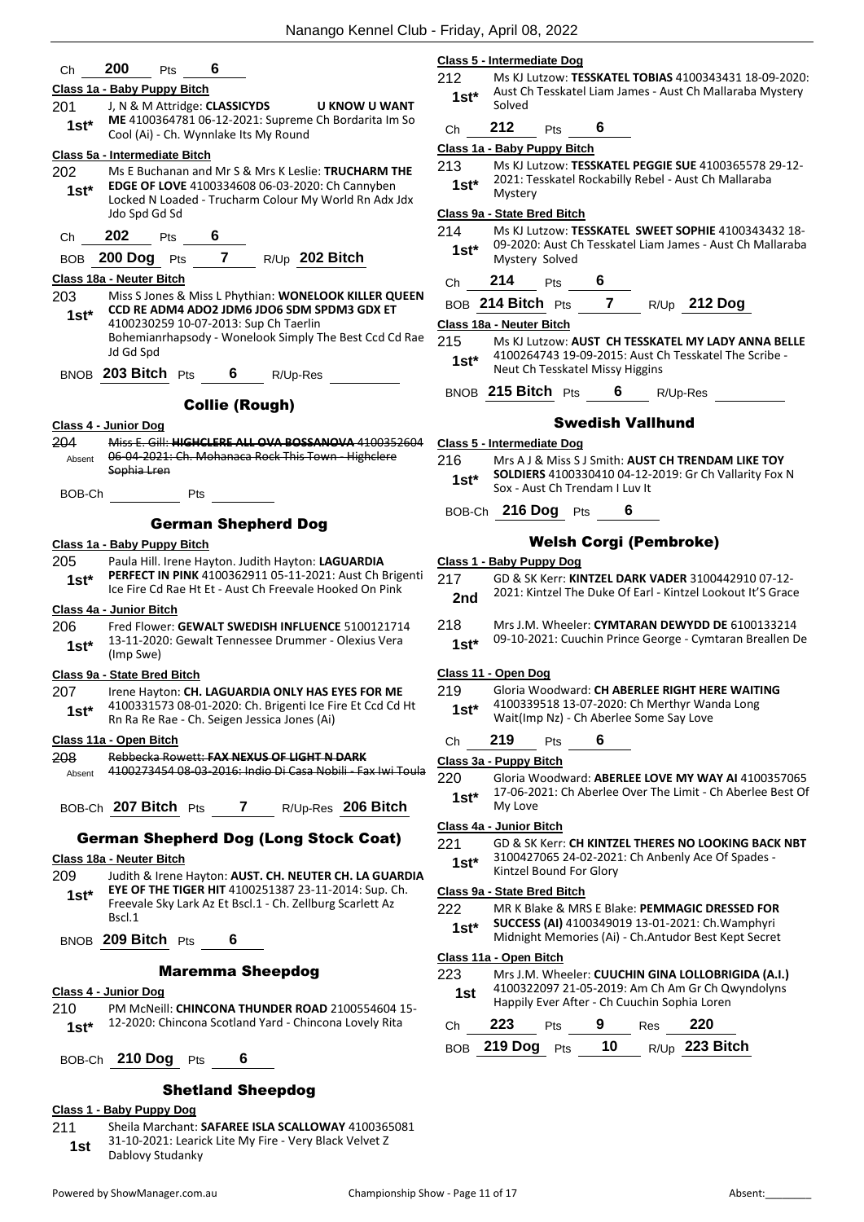Ch **200** Pts **6**

**Class 1a - Baby Puppy Bitch**

201 J, N & M Attridge: **CLASSICYDS U KNOW U WANT ME** 4100364781 06-12-2021: Supreme Ch Bordarita Im So Cool (Ai) - Ch. Wynnlake Its My Round
**1st***

**Class 5a - Intermediate Bitch**

202 Ms E Buchanan and Mr S & Mrs K Leslie: **TRUCHARM THE EDGE OF LOVE** 4100334608 06-03-2020: Ch Cannyben Locked N Loaded - Trucharm Colour My World Rn Adx Jdx Jdo Spd Gd Sd
**1st***

Ch **202** Pts **6**

BOB **200 Dog** Pts **7** R/Up **202 Bitch**

**Class 18a - Neuter Bitch**

203 Miss S Jones & Miss L Phythian: **WONELOOK KILLER QUEEN CCD RE ADM4 ADO2 JDM6 JDO6 SDM SPDM3 GDX ET** 4100230259 10-07-2013: Sup Ch Taerlin Bohemianrhapsody - Wonelook Simply The Best Ccd Cd Rae Jd Gd Spd
**1st***

BNOB **203 Bitch** Pts **6** R/Up-Res

## Collie (Rough)

**Class 4 - Junior Dog**

204 ~~Miss E. Gill: **HIGHCLERE ALL OVA BOSSANOVA** 4100352604 06-04-2021: Ch. Mohanaca Rock This Town - Highclere Sophia Lren~~
Absent

BOB-Ch Pts

## German Shepherd Dog

**Class 1a - Baby Puppy Bitch**

205 Paula Hill. Irene Hayton. Judith Hayton: **LAGUARDIA PERFECT IN PINK** 4100362911 05-11-2021: Aust Ch Brigenti Ice Fire Cd Rae Ht Et - Aust Ch Freevale Hooked On Pink
**1st***

**Class 4a - Junior Bitch**

206 Fred Flower: **GEWALT SWEDISH INFLUENCE** 5100121714 13-11-2020: Gewalt Tennessee Drummer - Olexius Vera (Imp Swe)
**1st***

**Class 9a - State Bred Bitch**

207 Irene Hayton: **CH. LAGUARDIA ONLY HAS EYES FOR ME** 4100331573 08-01-2020: Ch. Brigenti Ice Fire Et Ccd Cd Ht Rn Ra Re Rae - Ch. Seigen Jessica Jones (Ai)
**1st***

**Class 11a - Open Bitch**

208 ~~Rebbecka Rowett: **FAX NEXUS OF LIGHT N DARK** 4100273454 08-03-2016: Indio Di Casa Nobili - Fax Iwi Toula~~
Absent

BOB-Ch **207 Bitch** Pts **7** R/Up-Res **206 Bitch**

## German Shepherd Dog (Long Stock Coat)

**Class 18a - Neuter Bitch**

209 Judith & Irene Hayton: **AUST. CH. NEUTER CH. LA GUARDIA EYE OF THE TIGER HIT** 4100251387 23-11-2014: Sup. Ch. Freevale Sky Lark Az Et Bscl.1 - Ch. Zellburg Scarlett Az Bscl.1
**1st***

BNOB **209 Bitch** Pts **6**

## Maremma Sheepdog

**Class 4 - Junior Dog**

210 PM McNeill: **CHINCONA THUNDER ROAD** 2100554604 15-12-2020: Chincona Scotland Yard - Chincona Lovely Rita
**1st***

BOB-Ch **210 Dog** Pts **6**

## Shetland Sheepdog

**Class 1 - Baby Puppy Dog**

211 Sheila Marchant: **SAFAREE ISLA SCALLOWAY** 4100365081 31-10-2021: Learick Lite My Fire - Very Black Velvet Z Dablovy Studanky
**1st**

**Class 5 - Intermediate Dog**

212 Ms KJ Lutzow: **TESSKATEL TOBIAS** 4100343431 18-09-2020: Aust Ch Tesskatel Liam James - Aust Ch Mallaraba Mystery Solved
**1st***

Ch **212** Pts **6**

**Class 1a - Baby Puppy Bitch**

213 Ms KJ Lutzow: **TESSKATEL PEGGIE SUE** 4100365578 29-12-2021: Tesskatel Rockabilly Rebel - Aust Ch Mallaraba Mystery
**1st***

**Class 9a - State Bred Bitch**

214 Ms KJ Lutzow: **TESSKATEL SWEET SOPHIE** 4100343432 18-09-2020: Aust Ch Tesskatel Liam James - Aust Ch Mallaraba Mystery Solved
**1st***

Ch **214** Pts **6**

BOB **214 Bitch** Pts **7** R/Up **212 Dog**

**Class 18a - Neuter Bitch**

215 Ms KJ Lutzow: **AUST CH TESSKATEL MY LADY ANNA BELLE** 4100264743 19-09-2015: Aust Ch Tesskatel The Scribe - Neut Ch Tesskatel Missy Higgins
**1st***

BNOB **215 Bitch** Pts **6** R/Up-Res

## Swedish Vallhund

**Class 5 - Intermediate Dog**

216 Mrs A J & Miss S J Smith: **AUST CH TRENDAM LIKE TOY SOLDIERS** 4100330410 04-12-2019: Gr Ch Vallarity Fox N Sox - Aust Ch Trendam I Luv It
**1st***

BOB-Ch **216 Dog** Pts **6**

## Welsh Corgi (Pembroke)

**Class 1 - Baby Puppy Dog**

217 GD & SK Kerr: **KINTZEL DARK VADER** 3100442910 07-12-2021: Kintzel The Duke Of Earl - Kintzel Lookout It'S Grace
**2nd**

218 Mrs J.M. Wheeler: **CYMTARAN DEWYDD DE** 6100133214 09-10-2021: Cuuchin Prince George - Cymtaran Breallen De
**1st***

**Class 11 - Open Dog**

219 Gloria Woodward: **CH ABERLEE RIGHT HERE WAITING** 4100339518 13-07-2020: Ch Merthyr Wanda Long Wait(Imp Nz) - Ch Aberlee Some Say Love
**1st***

Ch **219** Pts **6**

**Class 3a - Puppy Bitch**

220 Gloria Woodward: **ABERLEE LOVE MY WAY AI** 4100357065 17-06-2021: Ch Aberlee Over The Limit - Ch Aberlee Best Of My Love
**1st***

**Class 4a - Junior Bitch**

221 GD & SK Kerr: **CH KINTZEL THERES NO LOOKING BACK NBT** 3100427065 24-02-2021: Ch Anbenly Ace Of Spades - Kintzel Bound For Glory
**1st***

**Class 9a - State Bred Bitch**

222 MR K Blake & MRS E Blake: **PEMMAGIC DRESSED FOR SUCCESS (AI)** 4100349019 13-01-2021: Ch.Wamphyri Midnight Memories (Ai) - Ch.Antudor Best Kept Secret
**1st***

**Class 11a - Open Bitch**

223 Mrs J.M. Wheeler: **CUUCHIN GINA LOLLOBRIGIDA (A.I.)** 4100322097 21-05-2019: Am Ch Am Gr Ch Qwyndolyns Happily Ever After - Ch Cuuchin Sophia Loren
**1st**

Ch **223** Pts **9** Res **220**

BOB **219 Dog** Pts **10** R/Up **223 Bitch**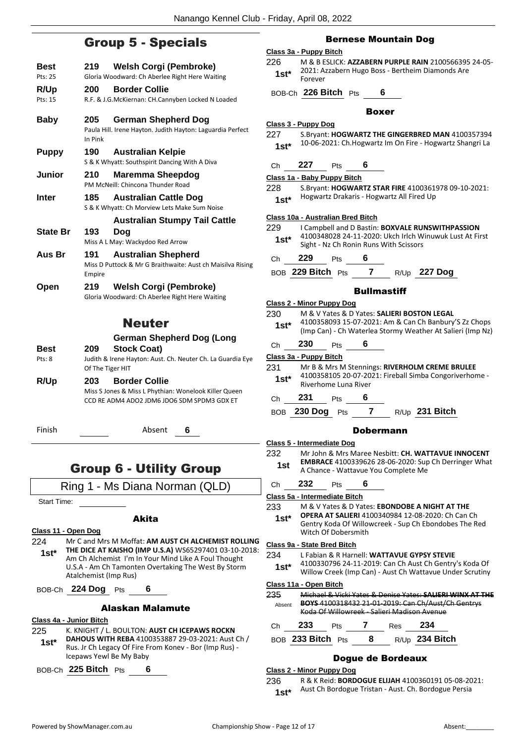## Group 5 - Specials

**Best** 219 **Welsh Corgi (Pembroke)**
Pts: 25 — Gloria Woodward: Ch Aberlee Right Here Waiting

**R/Up** 200 **Border Collie**
Pts: 15 — R.F. & J.G.McKiernan: CH.Cannyben Locked N Loaded

**Baby** 205 **German Shepherd Dog**
Paula Hill. Irene Hayton. Judith Hayton: Laguardia Perfect In Pink

**Puppy** 190 **Australian Kelpie**
S & K Whyatt: Southspirit Dancing With A Diva

**Junior** 210 **Maremma Sheepdog**
PM McNeill: Chincona Thunder Road

**Inter** 185 **Australian Cattle Dog**
S & K Whyatt: Ch Morview Lets Make Sum Noise

**State Br** 193 **Australian Stumpy Tail Cattle Dog**
Miss A L May: Wackydoo Red Arrow

**Aus Br** 191 **Australian Shepherd**
Miss D Puttock & Mr G Braithwaite: Aust ch Maisilva Rising Empire

**Open** 219 **Welsh Corgi (Pembroke)**
Gloria Woodward: Ch Aberlee Right Here Waiting

## Neuter

**Best** 209 **German Shepherd Dog (Long Stock Coat)**
Pts: 8 — Judith & Irene Hayton: Aust. Ch. Neuter Ch. La Guardia Eye Of The Tiger HIT

**R/Up** 203 **Border Collie**
Miss S Jones & Miss L Phythian: Wonelook Killer Queen CCD RE ADM4 ADO2 JDM6 JDO6 SDM SPDM3 GDX ET

Finish ______ Absent **6**

## Group 6 - Utility Group

Ring 1 - Ms Diana Norman (QLD)

Start Time: ______

### Akita

**Class 11 - Open Dog**

224 **1st*** Mr C and Mrs M Moffat: **AM AUST CH ALCHEMIST ROLLING THE DICE AT KAISHO (IMP U.S.A)** WS65297401 03-10-2018: Am Ch Alchemist I'm In Your Mind Like A Foul Thought U.S.A - Am Ch Tamonten Overtaking The West By Storm Atalchemist (Imp Rus)

BOB-Ch **224 Dog** Pts **6**

### Alaskan Malamute

**Class 4a - Junior Bitch**

225 **1st*** K. KNIGHT / L. BOULTON: **AUST CH ICEPAWS ROCKN DAHOUS WITH REBA** 4100353887 29-03-2021: Aust Ch / Rus. Jr Ch Legacy Of Fire From Konev - Bor (Imp Rus) - Icepaws Yewl Be My Baby

BOB-Ch **225 Bitch** Pts **6**

### Bernese Mountain Dog

**Class 3a - Puppy Bitch**

226 **1st*** M & B ESLICK: **AZZABERN PURPLE RAIN** 2100566395 24-05-2021: Azzabern Hugo Boss - Bertheim Diamonds Are Forever

BOB-Ch **226 Bitch** Pts **6**

### Boxer

**Class 3 - Puppy Dog**

227 **1st*** S.Bryant: **HOGWARTZ THE GINGERBRED MAN** 4100357394 10-06-2021: Ch.Hogwartz Im On Fire - Hogwartz Shangri La

Ch **227** Pts **6**

**Class 1a - Baby Puppy Bitch**

228 **1st*** S.Bryant: **HOGWARTZ STAR FIRE** 4100361978 09-10-2021: Hogwartz Drakaris - Hogwartz All Fired Up

**Class 10a - Australian Bred Bitch**

229 **1st*** I Campbell and D Bastin: **BOXVALE RUNSWITHPASSION** 4100348028 24-11-2020: Ukch Irlch Winuwuk Lust At First Sight - Nz Ch Ronin Runs With Scissors

Ch **229** Pts **6**

BOB **229 Bitch** Pts **7** R/Up **227 Dog**

### Bullmastiff

**Class 2 - Minor Puppy Dog**

230 **1st*** M & V Yates & D Yates: **SALIERI BOSTON LEGAL** 4100358093 15-07-2021: Am & Can Ch Banbury'S Zz Chops (Imp Can) - Ch Waterlea Stormy Weather At Salieri (Imp Nz)

Ch **230** Pts **6**

**Class 3a - Puppy Bitch**

231 **1st*** Mr B & Mrs M Stennings: **RIVERHOLM CREME BRULEE** 4100358105 20-07-2021: Fireball Simba Congoriverhome - Riverhome Luna River

Ch **231** Pts **6**

BOB **230 Dog** Pts **7** R/Up **231 Bitch**

### Dobermann

**Class 5 - Intermediate Dog**

232 **1st** Mr John & Mrs Maree Nesbitt: **CH. WATTAVUE INNOCENT EMBRACE** 4100339626 28-06-2020: Sup Ch Derringer What A Chance - Wattavue You Complete Me

Ch **232** Pts **6**

**Class 5a - Intermediate Bitch**

233 **1st*** M & V Yates & D Yates: **EBONDOBE A NIGHT AT THE OPERA AT SALIERI** 4100340984 12-08-2020: Ch Can Ch Gentry Koda Of Willowcreek - Sup Ch Ebondobes The Red Witch Of Dobersmith

**Class 9a - State Bred Bitch**

234 **1st*** L Fabian & R Harnell: **WATTAVUE GYPSY STEVIE** 4100330796 24-11-2019: Can Ch Aust Ch Gentry's Koda Of Willow Creek (Imp Can) - Aust Ch Wattavue Under Scrutiny

**Class 11a - Open Bitch**

~~235~~ Absent ~~Michael & Vicki Yates & Denise Yates: **SALIERI WINX AT THE BOYS** 4100318432 21-01-2019: Can Ch/Aust/Ch Gentrys Koda Of Willowcreek - Salieri Madison Avenue~~

Ch **233** Pts **7** Res **234**

BOB **233 Bitch** Pts **8** R/Up **234 Bitch**

### Dogue de Bordeaux

**Class 2 - Minor Puppy Dog**

236 **1st*** R & K Reid: **BORDOGUE ELIJAH** 4100360191 05-08-2021: Aust Ch Bordogue Tristan - Aust. Ch. Bordogue Persia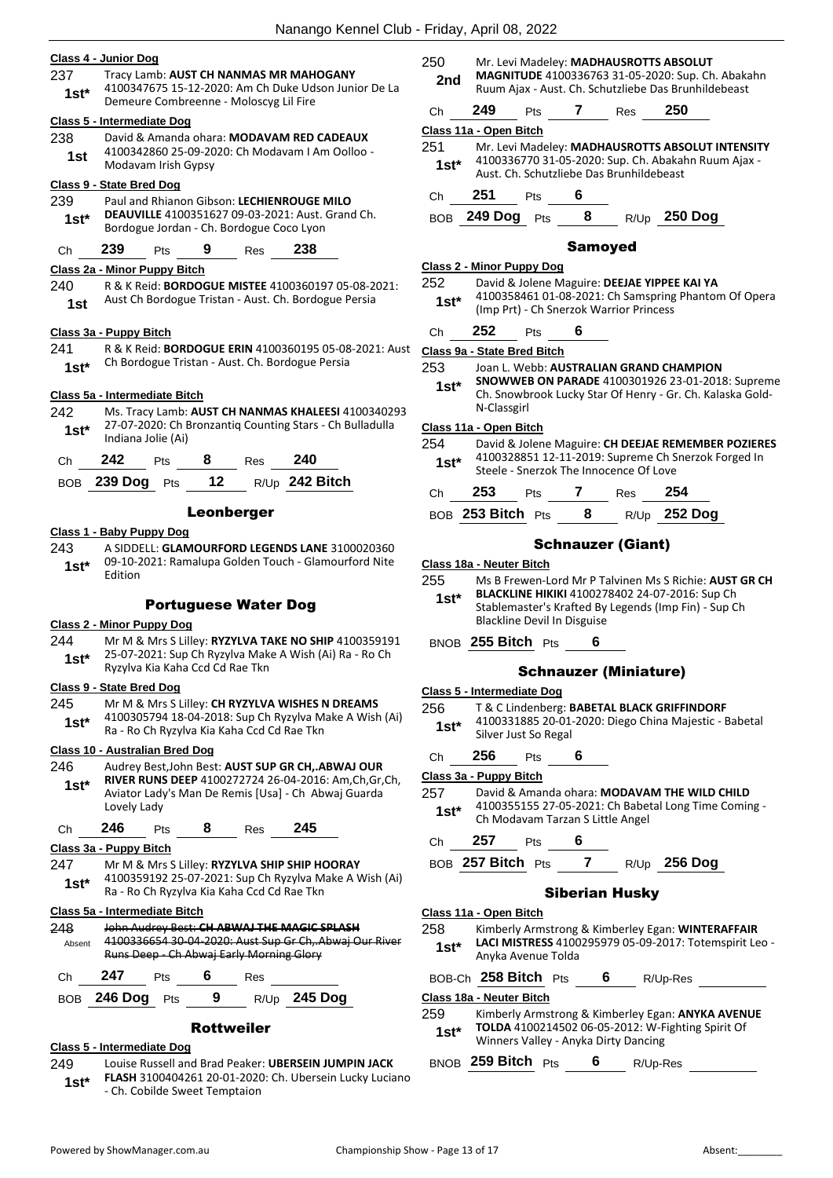**Class 4 - Junior Dog**

237 **1st*** Tracy Lamb: **AUST CH NANMAS MR MAHOGANY** 4100347675 15-12-2020: Am Ch Duke Udson Junior De La Demeure Combreenne - Moloscyg Lil Fire

**Class 5 - Intermediate Dog**

238 **1st** David & Amanda ohara: **MODAVAM RED CADEAUX** 4100342860 25-09-2020: Ch Modavam I Am Oolloo - Modavam Irish Gypsy

**Class 9 - State Bred Dog**

239 **1st*** Paul and Rhianon Gibson: **LECHIENROUGE MILO DEAUVILLE** 4100351627 09-03-2021: Aust. Grand Ch. Bordogue Jordan - Ch. Bordogue Coco Lyon

Ch **239** Pts **9** Res **238**

**Class 2a - Minor Puppy Bitch**

240 **1st** R & K Reid: **BORDOGUE MISTEE** 4100360197 05-08-2021: Aust Ch Bordogue Tristan - Aust. Ch. Bordogue Persia

**Class 3a - Puppy Bitch**

241 **1st*** R & K Reid: **BORDOGUE ERIN** 4100360195 05-08-2021: Aust Ch Bordogue Tristan - Aust. Ch. Bordogue Persia

**Class 5a - Intermediate Bitch**

242 **1st*** Ms. Tracy Lamb: **AUST CH NANMAS KHALEESI** 4100340293 27-07-2020: Ch Bronzantiq Counting Stars - Ch Bulladulla Indiana Jolie (Ai)

Ch **242** Pts **8** Res **240**

BOB **239 Dog** Pts **12** R/Up **242 Bitch**

## Leonberger

**Class 1 - Baby Puppy Dog**

243 **1st*** A SIDDELL: **GLAMOURFORD LEGENDS LANE** 3100020360 09-10-2021: Ramalupa Golden Touch - Glamourford Nite Edition

## Portuguese Water Dog

**Class 2 - Minor Puppy Dog**

244 **1st*** Mr M & Mrs S Lilley: **RYZYLVA TAKE NO SHIP** 4100359191 25-07-2021: Sup Ch Ryzylva Make A Wish (Ai) Ra - Ro Ch Ryzylva Kia Kaha Ccd Cd Rae Tkn

**Class 9 - State Bred Dog**

245 **1st*** Mr M & Mrs S Lilley: **CH RYZYLVA WISHES N DREAMS** 4100305794 18-04-2018: Sup Ch Ryzylva Make A Wish (Ai) Ra - Ro Ch Ryzylva Kia Kaha Ccd Cd Rae Tkn

**Class 10 - Australian Bred Dog**

246 **1st*** Audrey Best,John Best: **AUST SUP GR CH,.ABWAJ OUR RIVER RUNS DEEP** 4100272724 26-04-2016: Am,Ch,Gr,Ch, Aviator Lady's Man De Remis [Usa] - Ch Abwaj Guarda Lovely Lady

Ch **246** Pts **8** Res **245**

**Class 3a - Puppy Bitch**

247 **1st*** Mr M & Mrs S Lilley: **RYZYLVA SHIP SHIP HOORAY** 4100359192 25-07-2021: Sup Ch Ryzylva Make A Wish (Ai) Ra - Ro Ch Ryzylva Kia Kaha Ccd Cd Rae Tkn

**Class 5a - Intermediate Bitch**

248 Absent ~~John Audrey Best: **CH ABWAJ THE MAGIC SPLASH** 4100336654 30-04-2020: Aust Sup Gr Ch,.Abwaj Our River Runs Deep - Ch Abwaj Early Morning Glory~~

Ch **247** Pts **6** Res

BOB **246 Dog** Pts **9** R/Up **245 Dog**

## Rottweiler

**Class 5 - Intermediate Dog**

249 **1st*** Louise Russell and Brad Peaker: **UBERSEIN JUMPIN JACK FLASH** 3100404261 20-01-2020: Ch. Ubersein Lucky Luciano - Ch. Cobilde Sweet Temptaion

250 **2nd** Mr. Levi Madeley: **MADHAUSROTTS ABSOLUT MAGNITUDE** 4100336763 31-05-2020: Sup. Ch. Abakahn Ruum Ajax - Aust. Ch. Schutzliebe Das Brunhildebeast

Ch **249** Pts **7** Res **250**

**Class 11a - Open Bitch**

251 **1st*** Mr. Levi Madeley: **MADHAUSROTTS ABSOLUT INTENSITY** 4100336770 31-05-2020: Sup. Ch. Abakahn Ruum Ajax - Aust. Ch. Schutzliebe Das Brunhildebeast

Ch **251** Pts **6**

BOB **249 Dog** Pts **8** R/Up **250 Dog**

## Samoyed

**Class 2 - Minor Puppy Dog**

252 **1st*** David & Jolene Maguire: **DEEJAE YIPPEE KAI YA** 4100358461 01-08-2021: Ch Samspring Phantom Of Opera (Imp Prt) - Ch Snerzok Warrior Princess

Ch **252** Pts **6**

**Class 9a - State Bred Bitch**

253 **1st*** Joan L. Webb: **AUSTRALIAN GRAND CHAMPION SNOWWEB ON PARADE** 4100301926 23-01-2018: Supreme Ch. Snowbrook Lucky Star Of Henry - Gr. Ch. Kalaska Gold-N-Classgirl

**Class 11a - Open Bitch**

254 **1st*** David & Jolene Maguire: **CH DEEJAE REMEMBER POZIERES** 4100328851 12-11-2019: Supreme Ch Snerzok Forged In Steele - Snerzok The Innocence Of Love

Ch **253** Pts **7** Res **254**

BOB **253 Bitch** Pts **8** R/Up **252 Dog**

## Schnauzer (Giant)

**Class 18a - Neuter Bitch**

255 **1st*** Ms B Frewen-Lord Mr P Talvinen Ms S Richie: **AUST GR CH BLACKLINE HIKIKI** 4100278402 24-07-2016: Sup Ch Stablemaster's Krafted By Legends (Imp Fin) - Sup Ch Blackline Devil In Disguise

BNOB **255 Bitch** Pts **6**

## Schnauzer (Miniature)

**Class 5 - Intermediate Dog**

256 **1st*** T & C Lindenberg: **BABETAL BLACK GRIFFINDORF** 4100331885 20-01-2020: Diego China Majestic - Babetal Silver Just So Regal

Ch **256** Pts **6**

**Class 3a - Puppy Bitch**

257 **1st*** David & Amanda ohara: **MODAVAM THE WILD CHILD** 4100355155 27-05-2021: Ch Babetal Long Time Coming - Ch Modavam Tarzan S Little Angel

Ch **257** Pts **6**

BOB **257 Bitch** Pts **7** R/Up **256 Dog**

## Siberian Husky

**Class 11a - Open Bitch**

258 **1st*** Kimberly Armstrong & Kimberley Egan: **WINTERAFFAIR LACI MISTRESS** 4100295979 05-09-2017: Totemspirit Leo - Anyka Avenue Tolda

BOB-Ch **258 Bitch** Pts **6** R/Up-Res

**Class 18a - Neuter Bitch**

259 **1st*** Kimberly Armstrong & Kimberley Egan: **ANYKA AVENUE TOLDA** 4100214502 06-05-2012: W-Fighting Spirit Of Winners Valley - Anyka Dirty Dancing

BNOB **259 Bitch** Pts **6** R/Up-Res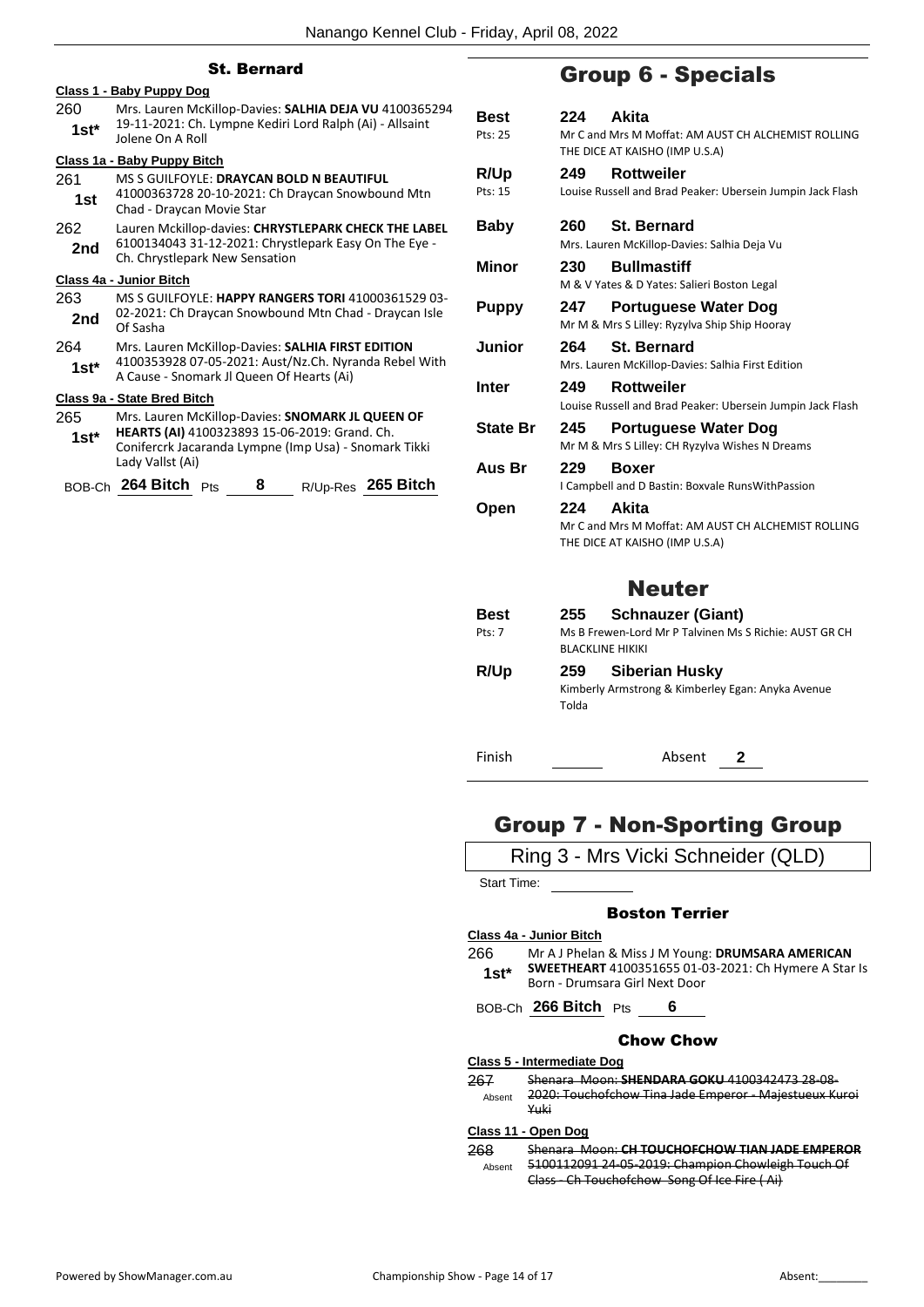### St. Bernard

**Class 1 - Baby Puppy Dog**

260 **1st*** Mrs. Lauren McKillop-Davies: **SALHIA DEJA VU** 4100365294 19-11-2021: Ch. Lympne Kediri Lord Ralph (Ai) - Allsaint Jolene On A Roll

**Class 1a - Baby Puppy Bitch**

261 **1st** MS S GUILFOYLE: **DRAYCAN BOLD N BEAUTIFUL** 41000363728 20-10-2021: Ch Draycan Snowbound Mtn Chad - Draycan Movie Star

262 **2nd** Lauren Mckillop-davies: **CHRYSTLEPARK CHECK THE LABEL** 6100134043 31-12-2021: Chrystlepark Easy On The Eye - Ch. Chrystlepark New Sensation

**Class 4a - Junior Bitch**

263 **2nd** MS S GUILFOYLE: **HAPPY RANGERS TORI** 41000361529 03-02-2021: Ch Draycan Snowbound Mtn Chad - Draycan Isle Of Sasha

264 **1st*** Mrs. Lauren McKillop-Davies: **SALHIA FIRST EDITION** 4100353928 07-05-2021: Aust/Nz.Ch. Nyranda Rebel With A Cause - Snomark Jl Queen Of Hearts (Ai)

**Class 9a - State Bred Bitch**

265 **1st*** Mrs. Lauren McKillop-Davies: **SNOMARK JL QUEEN OF HEARTS (AI)** 4100323893 15-06-2019: Grand. Ch. Conifercrk Jacaranda Lympne (Imp Usa) - Snomark Tikki Lady Vallst (Ai)

BOB-Ch **264 Bitch** Pts **8** R/Up-Res **265 Bitch**

## Group 6 - Specials

| | | |
|---|---|---|
| **Best** Pts: 25 | **224 Akita** | Mr C and Mrs M Moffat: AM AUST CH ALCHEMIST ROLLING THE DICE AT KAISHO (IMP U.S.A) |
| **R/Up** Pts: 15 | **249 Rottweiler** | Louise Russell and Brad Peaker: Ubersein Jumpin Jack Flash |
| **Baby** | **260 St. Bernard** | Mrs. Lauren McKillop-Davies: Salhia Deja Vu |
| **Minor** | **230 Bullmastiff** | M & V Yates & D Yates: Salieri Boston Legal |
| **Puppy** | **247 Portuguese Water Dog** | Mr M & Mrs S Lilley: Ryzylva Ship Ship Hooray |
| **Junior** | **264 St. Bernard** | Mrs. Lauren McKillop-Davies: Salhia First Edition |
| **Inter** | **249 Rottweiler** | Louise Russell and Brad Peaker: Ubersein Jumpin Jack Flash |
| **State Br** | **245 Portuguese Water Dog** | Mr M & Mrs S Lilley: CH Ryzylva Wishes N Dreams |
| **Aus Br** | **229 Boxer** | I Campbell and D Bastin: Boxvale RunsWithPassion |
| **Open** | **224 Akita** | Mr C and Mrs M Moffat: AM AUST CH ALCHEMIST ROLLING THE DICE AT KAISHO (IMP U.S.A) |

## Neuter

| | | |
|---|---|---|
| **Best** Pts: 7 | **255 Schnauzer (Giant)** | Ms B Frewen-Lord Mr P Talvinen Ms S Richie: AUST GR CH BLACKLINE HIKIKI |
| **R/Up** | **259 Siberian Husky** | Kimberly Armstrong & Kimberley Egan: Anyka Avenue Tolda |

Finish ______ Absent **2**

## Group 7 - Non-Sporting Group

Ring 3 - Mrs Vicki Schneider (QLD)

Start Time: ______

### Boston Terrier

**Class 4a - Junior Bitch**

266 **1st*** Mr A J Phelan & Miss J M Young: **DRUMSARA AMERICAN SWEETHEART** 4100351655 01-03-2021: Ch Hymere A Star Is Born - Drumsara Girl Next Door

BOB-Ch **266 Bitch** Pts **6**

### Chow Chow

**Class 5 - Intermediate Dog**

267 Absent ~~Shenara Moon: **SHENDARA GOKU** 4100342473 28-08-2020: Touchofchow Tina Jade Emperor - Majestueux Kuroi Yuki~~

**Class 11 - Open Dog**

268 Absent ~~Shenara Moon: **CH TOUCHOFCHOW TIAN JADE EMPEROR** 5100112091 24-05-2019: Champion Chowleigh Touch Of Class - Ch Touchofchow Song Of Ice Fire ( Ai)~~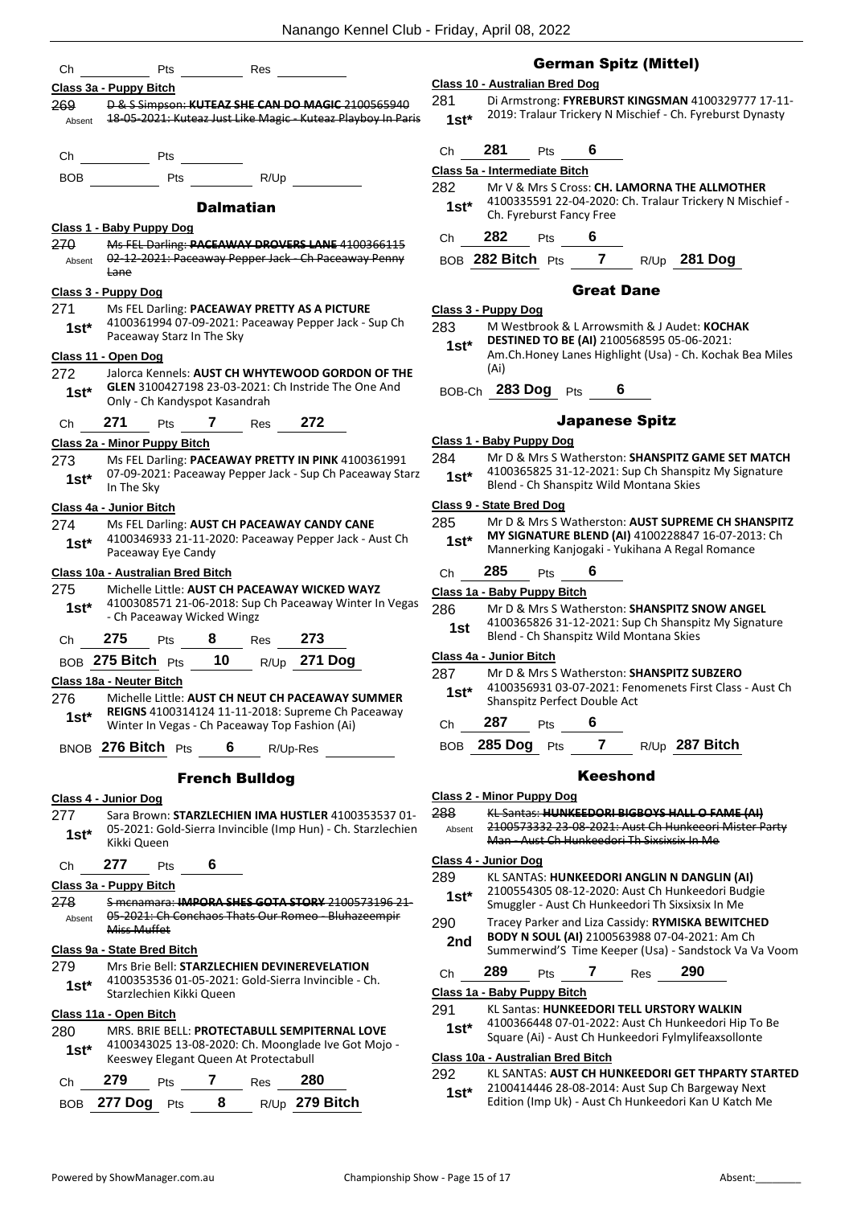Ch ______ Pts ______ Res ______

**Class 3a - Puppy Bitch**

269 ~~D & S Simpson: **KUTEAZ SHE CAN DO MAGIC** 2100565940 18-05-2021: Kuteaz Just Like Magic - Kuteaz Playboy In Paris~~
Absent

Ch ______ Pts ______

BOB ______ Pts ______ R/Up ______

## Dalmatian

**Class 1 - Baby Puppy Dog**

270 ~~Ms FEL Darling: **PACEAWAY DROVERS LANE** 4100366115 02-12-2021: Paceaway Pepper Jack - Ch Paceaway Penny Lane~~
Absent

**Class 3 - Puppy Dog**

271 Ms FEL Darling: **PACEAWAY PRETTY AS A PICTURE** 4100361994 07-09-2021: Paceaway Pepper Jack - Sup Ch Paceaway Starz In The Sky
1st*

**Class 11 - Open Dog**

272 Jalorca Kennels: **AUST CH WHYTEWOOD GORDON OF THE GLEN** 3100427198 23-03-2021: Ch Instride The One And Only - Ch Kandyspot Kasandrah
1st*

Ch 271 Pts 7 Res 272

**Class 2a - Minor Puppy Bitch**

273 Ms FEL Darling: **PACEAWAY PRETTY IN PINK** 4100361991 07-09-2021: Paceaway Pepper Jack - Sup Ch Paceaway Starz In The Sky
1st*

**Class 4a - Junior Bitch**

274 Ms FEL Darling: **AUST CH PACEAWAY CANDY CANE** 4100346933 21-11-2020: Paceaway Pepper Jack - Aust Ch Paceaway Eye Candy
1st*

**Class 10a - Australian Bred Bitch**

275 Michelle Little: **AUST CH PACEAWAY WICKED WAYZ** 4100308571 21-06-2018: Sup Ch Paceaway Winter In Vegas - Ch Paceaway Wicked Wingz
1st*

Ch 275 Pts 8 Res 273

BOB 275 Bitch Pts 10 R/Up 271 Dog

**Class 18a - Neuter Bitch**

276 Michelle Little: **AUST CH NEUT CH PACEAWAY SUMMER REIGNS** 4100314124 11-11-2018: Supreme Ch Paceaway Winter In Vegas - Ch Paceaway Top Fashion (Ai)
1st*

BNOB 276 Bitch Pts 6 R/Up-Res ______

## French Bulldog

**Class 4 - Junior Dog**

277 Sara Brown: **STARZLECHIEN IMA HUSTLER** 4100353537 01-05-2021: Gold-Sierra Invincible (Imp Hun) - Ch. Starzlechien Kikki Queen
1st*

Ch 277 Pts 6

**Class 3a - Puppy Bitch**

278 ~~S mcnamara: **IMPORA SHES GOTA STORY** 2100573196 21-05-2021: Ch Conchaos Thats Our Romeo - Bluhazeempir Miss Muffet~~
Absent

**Class 9a - State Bred Bitch**

279 Mrs Brie Bell: **STARZLECHIEN DEVINEREVELATION** 4100353536 01-05-2021: Gold-Sierra Invincible - Ch. Starzlechien Kikki Queen
1st*

**Class 11a - Open Bitch**

280 MRS. BRIE BELL: **PROTECTABULL SEMPITERNAL LOVE** 4100343025 13-08-2020: Ch. Moonglade Ive Got Mojo - Keeswey Elegant Queen At Protectabull
1st*

Ch 279 Pts 7 Res 280

BOB 277 Dog Pts 8 R/Up 279 Bitch

## German Spitz (Mittel)

**Class 10 - Australian Bred Dog**

281 Di Armstrong: **FYREBURST KINGSMAN** 4100329777 17-11-2019: Tralaur Trickery N Mischief - Ch. Fyreburst Dynasty
1st*

Ch 281 Pts 6

**Class 5a - Intermediate Bitch**

282 Mr V & Mrs S Cross: **CH. LAMORNA THE ALLMOTHER** 4100335591 22-04-2020: Ch. Tralaur Trickery N Mischief - Ch. Fyreburst Fancy Free
1st*

Ch 282 Pts 6

BOB 282 Bitch Pts 7 R/Up 281 Dog

## Great Dane

**Class 3 - Puppy Dog**

283 M Westbrook & L Arrowsmith & J Audet: **KOCHAK DESTINED TO BE (AI)** 2100568595 05-06-2021: Am.Ch.Honey Lanes Highlight (Usa) - Ch. Kochak Bea Miles (Ai)
1st*

BOB-Ch 283 Dog Pts 6

## Japanese Spitz

**Class 1 - Baby Puppy Dog**

284 Mr D & Mrs S Watherston: **SHANSPITZ GAME SET MATCH** 4100365825 31-12-2021: Sup Ch Shanspitz My Signature Blend - Ch Shanspitz Wild Montana Skies
1st*

**Class 9 - State Bred Dog**

285 Mr D & Mrs S Watherston: **AUST SUPREME CH SHANSPITZ MY SIGNATURE BLEND (AI)** 4100228847 16-07-2013: Ch Mannerking Kanjogaki - Yukihana A Regal Romance
1st*

Ch 285 Pts 6

**Class 1a - Baby Puppy Bitch**

286 Mr D & Mrs S Watherston: **SHANSPITZ SNOW ANGEL** 4100365826 31-12-2021: Sup Ch Shanspitz My Signature Blend - Ch Shanspitz Wild Montana Skies
1st

**Class 4a - Junior Bitch**

287 Mr D & Mrs S Watherston: **SHANSPITZ SUBZERO** 4100356931 03-07-2021: Fenomenets First Class - Aust Ch Shanspitz Perfect Double Act
1st*

Ch 287 Pts 6

BOB 285 Dog Pts 7 R/Up 287 Bitch

## Keeshond

**Class 2 - Minor Puppy Dog**

288 ~~KL Santas: **HUNKEEDORI BIGBOYS HALL O FAME (AI)** 2100573332 23-08-2021: Aust Ch Hunkeeori Mister Party Man - Aust Ch Hunkeedori Th Sixsixsix In Me~~
Absent

**Class 4 - Junior Dog**

289 KL SANTAS: **HUNKEEDORI ANGLIN N DANGLIN (AI)** 2100554305 08-12-2020: Aust Ch Hunkeedori Budgie Smuggler - Aust Ch Hunkeedori Th Sixsixsix In Me
1st*

290 Tracey Parker and Liza Cassidy: **RYMISKA BEWITCHED BODY N SOUL (AI)** 2100563988 07-04-2021: Am Ch Summerwind'S Time Keeper (Usa) - Sandstock Va Va Voom
2nd

Ch 289 Pts 7 Res 290

**Class 1a - Baby Puppy Bitch**

291 KL Santas: **HUNKEEDORI TELL URSTORY WALKIN** 4100366448 07-01-2022: Aust Ch Hunkeedori Hip To Be Square (Ai) - Aust Ch Hunkeedori Fylmylifeaxsollonte
1st*

**Class 10a - Australian Bred Bitch**

292 KL SANTAS: **AUST CH HUNKEEDORI GET THPARTY STARTED** 2100414446 28-08-2014: Aust Sup Ch Bargeway Next Edition (Imp Uk) - Aust Ch Hunkeedori Kan U Katch Me
1st*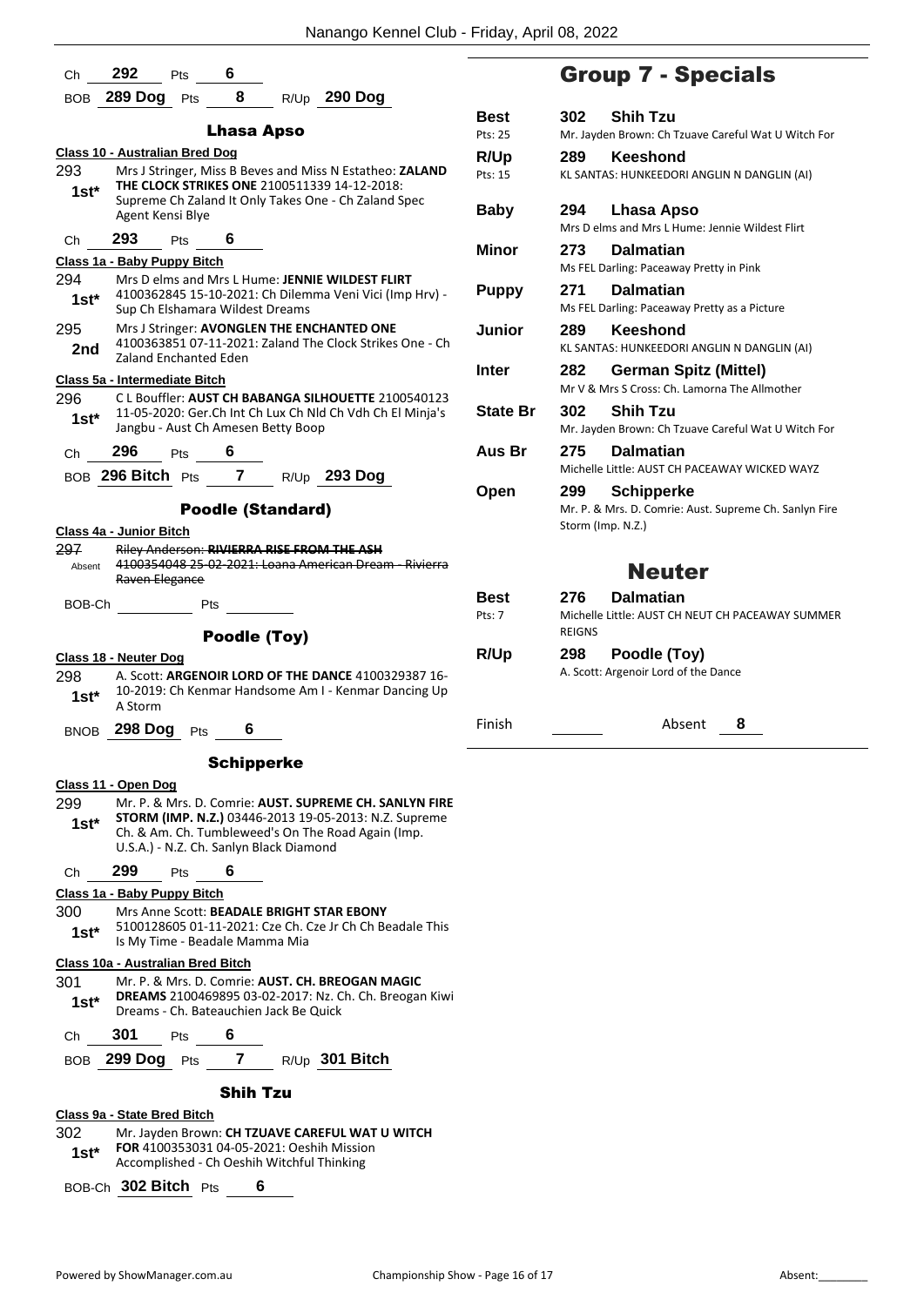Ch **292** Pts **6**

BOB **289 Dog** Pts **8** R/Up **290 Dog**

### Lhasa Apso

**Class 10 - Australian Bred Dog**

293 **1st*** Mrs J Stringer, Miss B Beves and Miss N Estatheo: **ZALAND THE CLOCK STRIKES ONE** 2100511339 14-12-2018: Supreme Ch Zaland It Only Takes One - Ch Zaland Spec Agent Kensi Blye

Ch **293** Pts **6**

**Class 1a - Baby Puppy Bitch**

294 **1st*** Mrs D elms and Mrs L Hume: **JENNIE WILDEST FLIRT** 4100362845 15-10-2021: Ch Dilemma Veni Vici (Imp Hrv) - Sup Ch Elshamara Wildest Dreams

295 **2nd** Mrs J Stringer: **AVONGLEN THE ENCHANTED ONE** 4100363851 07-11-2021: Zaland The Clock Strikes One - Ch Zaland Enchanted Eden

**Class 5a - Intermediate Bitch**

296 **1st*** C L Bouffler: **AUST CH BABANGA SILHOUETTE** 2100540123 11-05-2020: Ger.Ch Int Ch Lux Ch Nld Ch Vdh Ch El Minja's Jangbu - Aust Ch Amesen Betty Boop

Ch **296** Pts **6**

BOB **296 Bitch** Pts **7** R/Up **293 Dog**

### Poodle (Standard)

**Class 4a - Junior Bitch**

297 Absent ~~Riley Anderson: **RIVIERRA RISE FROM THE ASH** 4100354048 25-02-2021: Loana American Dream - Rivierra Raven Elegance~~

BOB-Ch \_\_\_\_\_\_ Pts \_\_\_\_\_\_

### Poodle (Toy)

**Class 18 - Neuter Dog**

298 **1st*** A. Scott: **ARGENOIR LORD OF THE DANCE** 4100329387 16-10-2019: Ch Kenmar Handsome Am I - Kenmar Dancing Up A Storm

BNOB **298 Dog** Pts **6**

### Schipperke

**Class 11 - Open Dog**

299 **1st*** Mr. P. & Mrs. D. Comrie: **AUST. SUPREME CH. SANLYN FIRE STORM (IMP. N.Z.)** 03446-2013 19-05-2013: N.Z. Supreme Ch. & Am. Ch. Tumbleweed's On The Road Again (Imp. U.S.A.) - N.Z. Ch. Sanlyn Black Diamond

Ch **299** Pts **6**

**Class 1a - Baby Puppy Bitch**

300 **1st*** Mrs Anne Scott: **BEADALE BRIGHT STAR EBONY** 5100128605 01-11-2021: Cze Ch. Cze Jr Ch Ch Beadale This Is My Time - Beadale Mamma Mia

**Class 10a - Australian Bred Bitch**

301 **1st*** Mr. P. & Mrs. D. Comrie: **AUST. CH. BREOGAN MAGIC DREAMS** 2100469895 03-02-2017: Nz. Ch. Ch. Breogan Kiwi Dreams - Ch. Bateauchien Jack Be Quick

Ch **301** Pts **6**

BOB **299 Dog** Pts **7** R/Up **301 Bitch**

### Shih Tzu

**Class 9a - State Bred Bitch**

302 **1st*** Mr. Jayden Brown: **CH TZUAVE CAREFUL WAT U WITCH FOR** 4100353031 04-05-2021: Oeshih Mission Accomplished - Ch Oeshih Witchful Thinking

BOB-Ch **302 Bitch** Pts **6**

## Group 7 - Specials

| | | |
|---|---|---|
| **Best** Pts: 25 | **302** | **Shih Tzu** Mr. Jayden Brown: Ch Tzuave Careful Wat U Witch For |
| **R/Up** Pts: 15 | **289** | **Keeshond** KL SANTAS: HUNKEEDORI ANGLIN N DANGLIN (AI) |
| **Baby** | **294** | **Lhasa Apso** Mrs D elms and Mrs L Hume: Jennie Wildest Flirt |
| **Minor** | **273** | **Dalmatian** Ms FEL Darling: Paceaway Pretty in Pink |
| **Puppy** | **271** | **Dalmatian** Ms FEL Darling: Paceaway Pretty as a Picture |
| **Junior** | **289** | **Keeshond** KL SANTAS: HUNKEEDORI ANGLIN N DANGLIN (AI) |
| **Inter** | **282** | **German Spitz (Mittel)** Mr V & Mrs S Cross: Ch. Lamorna The Allmother |
| **State Br** | **302** | **Shih Tzu** Mr. Jayden Brown: Ch Tzuave Careful Wat U Witch For |
| **Aus Br** | **275** | **Dalmatian** Michelle Little: AUST CH PACEAWAY WICKED WAYZ |
| **Open** | **299** | **Schipperke** Mr. P. & Mrs. D. Comrie: Aust. Supreme Ch. Sanlyn Fire Storm (Imp. N.Z.) |

## Neuter

| | | |
|---|---|---|
| **Best** Pts: 7 | **276** | **Dalmatian** Michelle Little: AUST CH NEUT CH PACEAWAY SUMMER REIGNS |
| **R/Up** | **298** | **Poodle (Toy)** A. Scott: Argenoir Lord of the Dance |

Finish \_\_\_\_\_\_ Absent **8**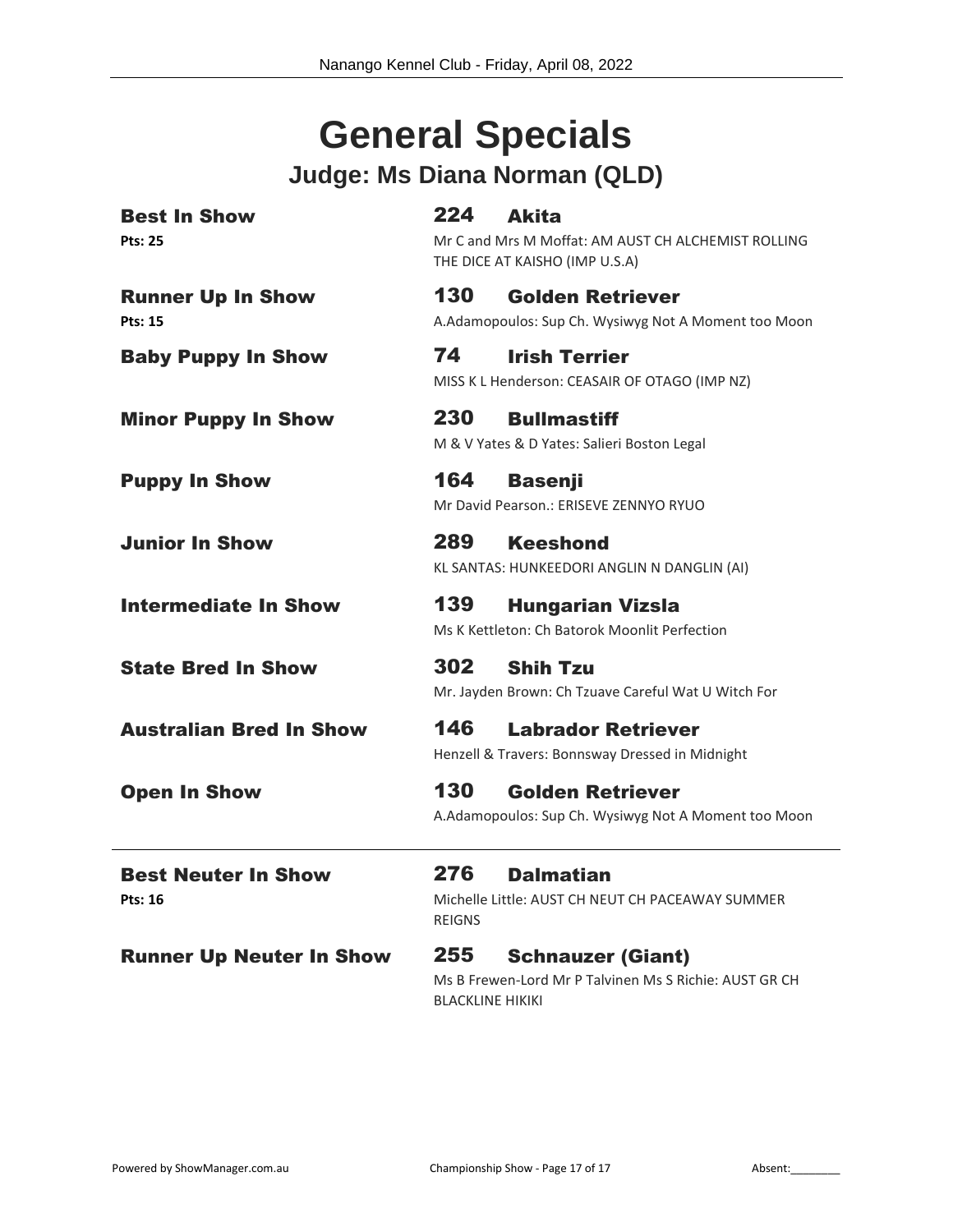# General Specials

## Judge: Ms Diana Norman (QLD)

**Best In Show**
Pts: 25

**224 Akita**
Mr C and Mrs M Moffat: AM AUST CH ALCHEMIST ROLLING THE DICE AT KAISHO (IMP U.S.A)

**Runner Up In Show**
Pts: 15

**130 Golden Retriever**
A.Adamopoulos: Sup Ch. Wysiwyg Not A Moment too Moon

**Baby Puppy In Show**

**74 Irish Terrier**
MISS K L Henderson: CEASAIR OF OTAGO (IMP NZ)

**Minor Puppy In Show**

**230 Bullmastiff**
M & V Yates & D Yates: Salieri Boston Legal

**Puppy In Show**

**164 Basenji**
Mr David Pearson.: ERISEVE ZENNYO RYUO

**Junior In Show**

**289 Keeshond**
KL SANTAS: HUNKEEDORI ANGLIN N DANGLIN (AI)

**Intermediate In Show**

**139 Hungarian Vizsla**
Ms K Kettleton: Ch Batorok Moonlit Perfection

**State Bred In Show**

**302 Shih Tzu**
Mr. Jayden Brown: Ch Tzuave Careful Wat U Witch For

**Australian Bred In Show**

**146 Labrador Retriever**
Henzell & Travers: Bonnsway Dressed in Midnight

**Open In Show**

**130 Golden Retriever**
A.Adamopoulos: Sup Ch. Wysiwyg Not A Moment too Moon

---

**Best Neuter In Show**
Pts: 16

**276 Dalmatian**
Michelle Little: AUST CH NEUT CH PACEAWAY SUMMER REIGNS

**Runner Up Neuter In Show**

**255 Schnauzer (Giant)**
Ms B Frewen-Lord Mr P Talvinen Ms S Richie: AUST GR CH BLACKLINE HIKIKI